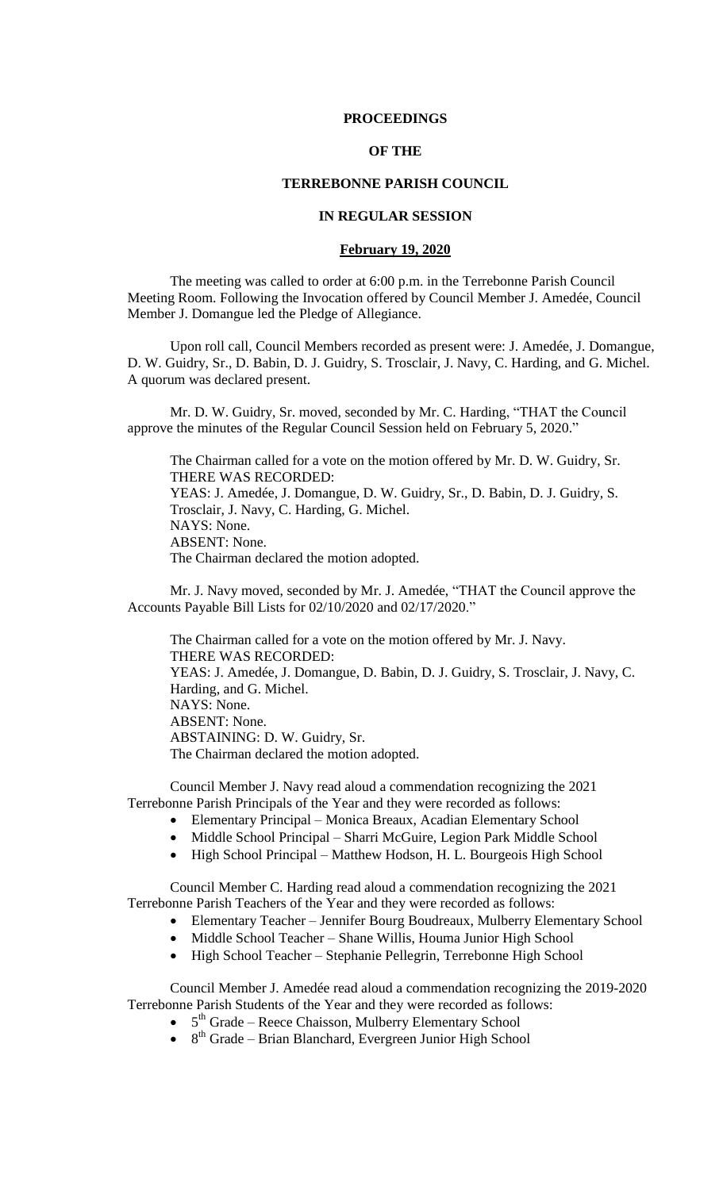# PROCEEDINGS

# OF THE

# TERREBONNE PARISH COUNCIL

# IN REGULAR SESSION

## February 19, 2020

The meeting was called to order at 6:00 p.m. in the Terrebonne Parish Council Meeting Room. Following the Invocation offered by Council Member J. Amedée, Council Member J. Domangue led the Pledge of Allegiance.

Upon roll call, Council Members recorded as present were: J. Amedée, J. Domangue, D. W. Guidry, Sr., D. Babin, D. J. Guidry, S. Trosclair, J. Navy, C. Harding, and G. Michel. A quorum was declared present.

Mr. D. W. Guidry, Sr. moved, seconded by Mr. C. Harding, "THAT the Council approve the minutes of the Regular Council Session held on February 5, 2020."

The Chairman called for a vote on the motion offered by Mr. D. W. Guidry, Sr.
THERE WAS RECORDED:
YEAS: J. Amedée, J. Domangue, D. W. Guidry, Sr., D. Babin, D. J. Guidry, S. Trosclair, J. Navy, C. Harding, G. Michel.
NAYS: None.
ABSENT: None.
The Chairman declared the motion adopted.

Mr. J. Navy moved, seconded by Mr. J. Amedée, "THAT the Council approve the Accounts Payable Bill Lists for 02/10/2020 and 02/17/2020."

The Chairman called for a vote on the motion offered by Mr. J. Navy.
THERE WAS RECORDED:
YEAS: J. Amedée, J. Domangue, D. Babin, D. J. Guidry, S. Trosclair, J. Navy, C. Harding, and G. Michel.
NAYS: None.
ABSENT: None.
ABSTAINING: D. W. Guidry, Sr.
The Chairman declared the motion adopted.

Council Member J. Navy read aloud a commendation recognizing the 2021 Terrebonne Parish Principals of the Year and they were recorded as follows:

- Elementary Principal – Monica Breaux, Acadian Elementary School
- Middle School Principal – Sharri McGuire, Legion Park Middle School
- High School Principal – Matthew Hodson, H. L. Bourgeois High School

Council Member C. Harding read aloud a commendation recognizing the 2021 Terrebonne Parish Teachers of the Year and they were recorded as follows:

- Elementary Teacher – Jennifer Bourg Boudreaux, Mulberry Elementary School
- Middle School Teacher – Shane Willis, Houma Junior High School
- High School Teacher – Stephanie Pellegrin, Terrebonne High School

Council Member J. Amedée read aloud a commendation recognizing the 2019-2020 Terrebonne Parish Students of the Year and they were recorded as follows:

- 5th Grade – Reece Chaisson, Mulberry Elementary School
- 8th Grade – Brian Blanchard, Evergreen Junior High School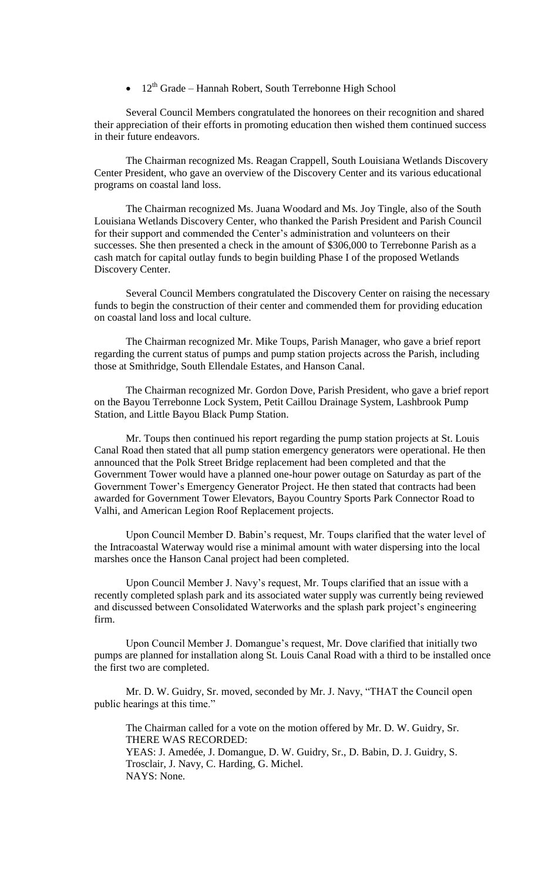- 12th Grade – Hannah Robert, South Terrebonne High School

Several Council Members congratulated the honorees on their recognition and shared their appreciation of their efforts in promoting education then wished them continued success in their future endeavors.

The Chairman recognized Ms. Reagan Crappell, South Louisiana Wetlands Discovery Center President, who gave an overview of the Discovery Center and its various educational programs on coastal land loss.

The Chairman recognized Ms. Juana Woodard and Ms. Joy Tingle, also of the South Louisiana Wetlands Discovery Center, who thanked the Parish President and Parish Council for their support and commended the Center's administration and volunteers on their successes. She then presented a check in the amount of $306,000 to Terrebonne Parish as a cash match for capital outlay funds to begin building Phase I of the proposed Wetlands Discovery Center.

Several Council Members congratulated the Discovery Center on raising the necessary funds to begin the construction of their center and commended them for providing education on coastal land loss and local culture.

The Chairman recognized Mr. Mike Toups, Parish Manager, who gave a brief report regarding the current status of pumps and pump station projects across the Parish, including those at Smithridge, South Ellendale Estates, and Hanson Canal.

The Chairman recognized Mr. Gordon Dove, Parish President, who gave a brief report on the Bayou Terrebonne Lock System, Petit Caillou Drainage System, Lashbrook Pump Station, and Little Bayou Black Pump Station.

Mr. Toups then continued his report regarding the pump station projects at St. Louis Canal Road then stated that all pump station emergency generators were operational. He then announced that the Polk Street Bridge replacement had been completed and that the Government Tower would have a planned one-hour power outage on Saturday as part of the Government Tower's Emergency Generator Project. He then stated that contracts had been awarded for Government Tower Elevators, Bayou Country Sports Park Connector Road to Valhi, and American Legion Roof Replacement projects.

Upon Council Member D. Babin's request, Mr. Toups clarified that the water level of the Intracoastal Waterway would rise a minimal amount with water dispersing into the local marshes once the Hanson Canal project had been completed.

Upon Council Member J. Navy's request, Mr. Toups clarified that an issue with a recently completed splash park and its associated water supply was currently being reviewed and discussed between Consolidated Waterworks and the splash park project's engineering firm.

Upon Council Member J. Domangue's request, Mr. Dove clarified that initially two pumps are planned for installation along St. Louis Canal Road with a third to be installed once the first two are completed.

Mr. D. W. Guidry, Sr. moved, seconded by Mr. J. Navy, "THAT the Council open public hearings at this time."

The Chairman called for a vote on the motion offered by Mr. D. W. Guidry, Sr.
THERE WAS RECORDED:
YEAS: J. Amedée, J. Domangue, D. W. Guidry, Sr., D. Babin, D. J. Guidry, S. Trosclair, J. Navy, C. Harding, G. Michel.
NAYS: None.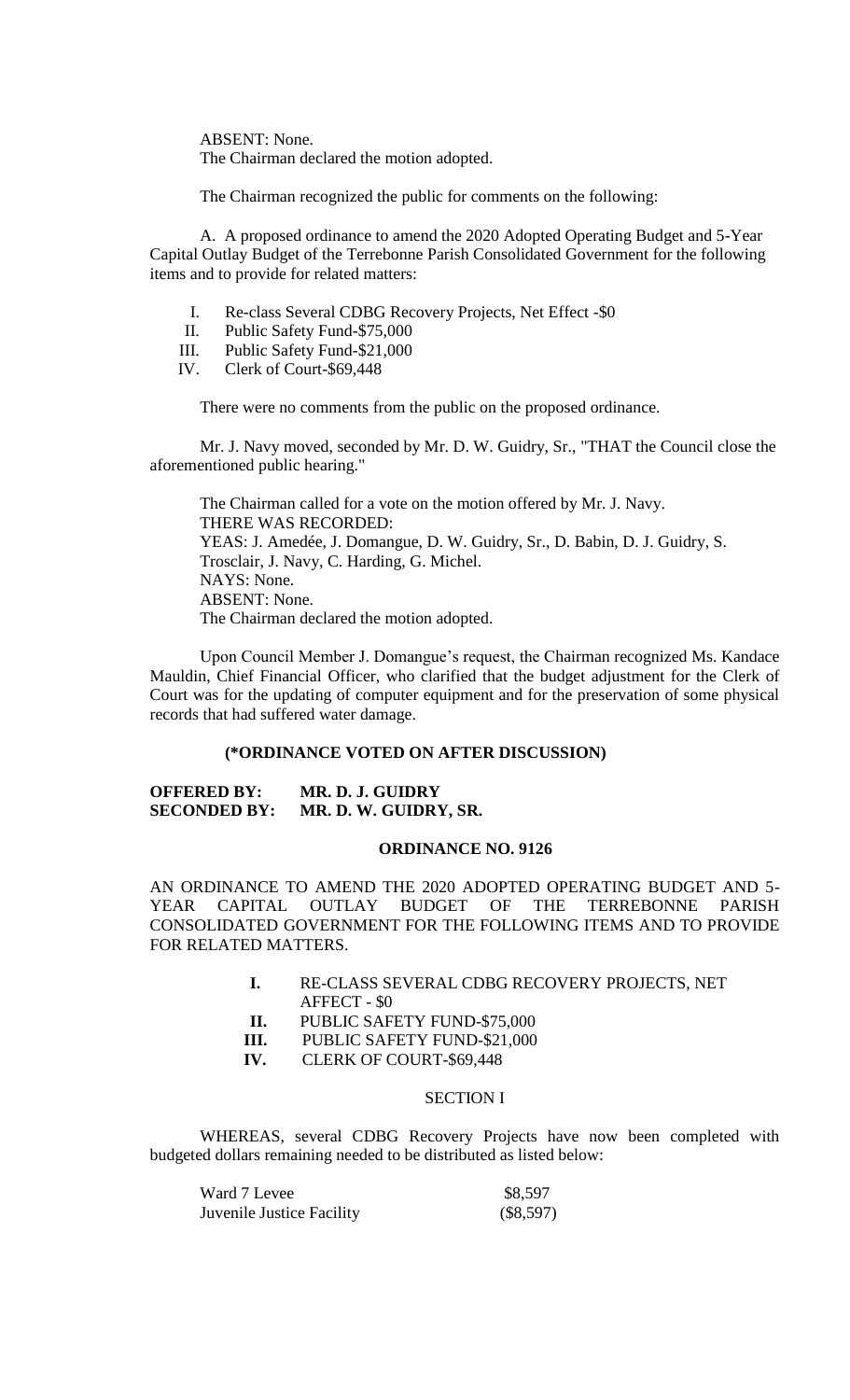ABSENT: None.
The Chairman declared the motion adopted.

The Chairman recognized the public for comments on the following:

A. A proposed ordinance to amend the 2020 Adopted Operating Budget and 5-Year Capital Outlay Budget of the Terrebonne Parish Consolidated Government for the following items and to provide for related matters:

I. Re-class Several CDBG Recovery Projects, Net Effect -$0
II. Public Safety Fund-$75,000
III. Public Safety Fund-$21,000
IV. Clerk of Court-$69,448

There were no comments from the public on the proposed ordinance.

Mr. J. Navy moved, seconded by Mr. D. W. Guidry, Sr., "THAT the Council close the aforementioned public hearing."

The Chairman called for a vote on the motion offered by Mr. J. Navy.
THERE WAS RECORDED:
YEAS: J. Amedée, J. Domangue, D. W. Guidry, Sr., D. Babin, D. J. Guidry, S. Trosclair, J. Navy, C. Harding, G. Michel.
NAYS: None.
ABSENT: None.
The Chairman declared the motion adopted.

Upon Council Member J. Domangue's request, the Chairman recognized Ms. Kandace Mauldin, Chief Financial Officer, who clarified that the budget adjustment for the Clerk of Court was for the updating of computer equipment and for the preservation of some physical records that had suffered water damage.

**(*ORDINANCE VOTED ON AFTER DISCUSSION)**

**OFFERED BY: MR. D. J. GUIDRY**
**SECONDED BY: MR. D. W. GUIDRY, SR.**

**ORDINANCE NO. 9126**

AN ORDINANCE TO AMEND THE 2020 ADOPTED OPERATING BUDGET AND 5-YEAR CAPITAL OUTLAY BUDGET OF THE TERREBONNE PARISH CONSOLIDATED GOVERNMENT FOR THE FOLLOWING ITEMS AND TO PROVIDE FOR RELATED MATTERS.

**I.** RE-CLASS SEVERAL CDBG RECOVERY PROJECTS, NET AFFECT - $0
**II.** PUBLIC SAFETY FUND-$75,000
**III.** PUBLIC SAFETY FUND-$21,000
**IV.** CLERK OF COURT-$69,448

SECTION I

WHEREAS, several CDBG Recovery Projects have now been completed with budgeted dollars remaining needed to be distributed as listed below:

| | |
|---|---|
| Ward 7 Levee | $8,597 |
| Juvenile Justice Facility | ($8,597) |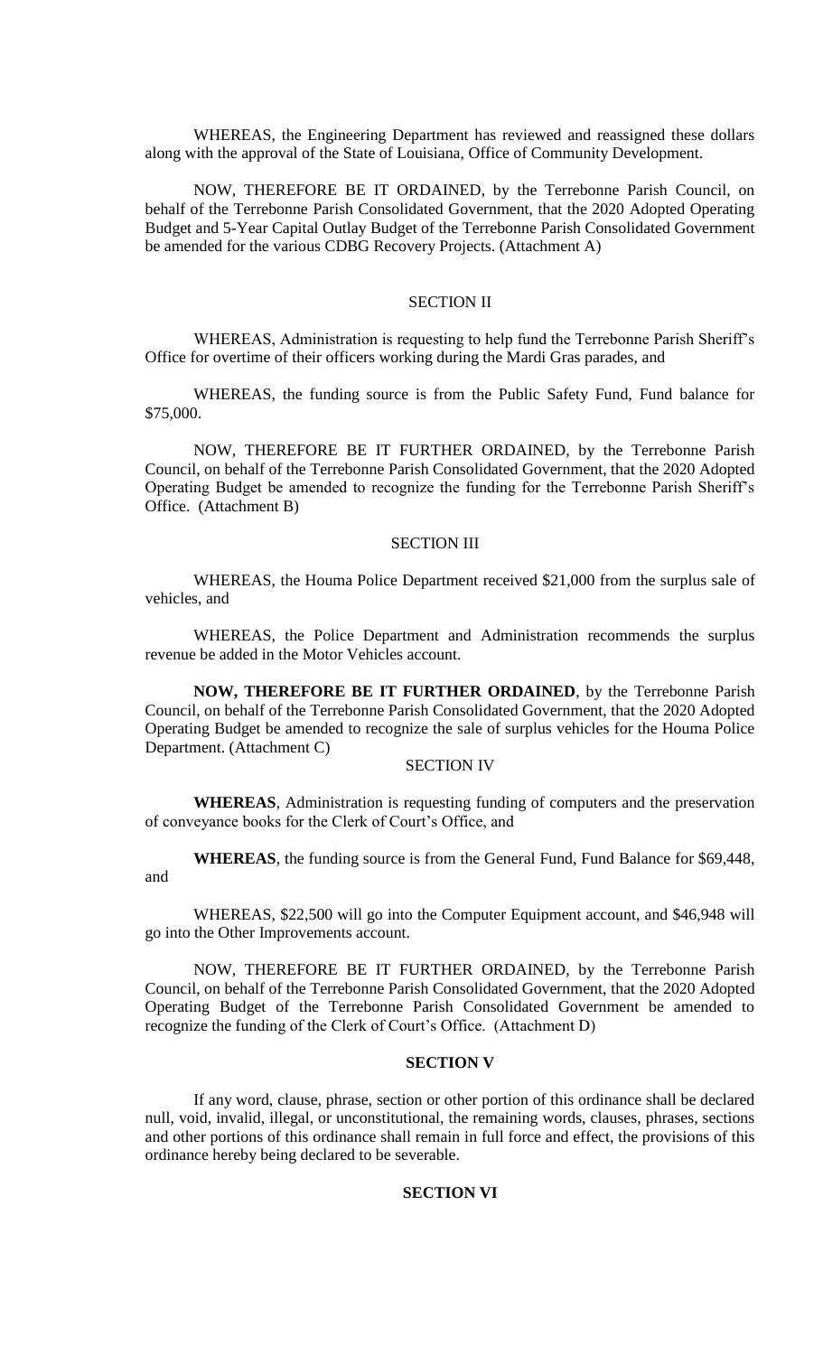WHEREAS, the Engineering Department has reviewed and reassigned these dollars along with the approval of the State of Louisiana, Office of Community Development.

NOW, THEREFORE BE IT ORDAINED, by the Terrebonne Parish Council, on behalf of the Terrebonne Parish Consolidated Government, that the 2020 Adopted Operating Budget and 5-Year Capital Outlay Budget of the Terrebonne Parish Consolidated Government be amended for the various CDBG Recovery Projects. (Attachment A)

SECTION II

WHEREAS, Administration is requesting to help fund the Terrebonne Parish Sheriff's Office for overtime of their officers working during the Mardi Gras parades, and

WHEREAS, the funding source is from the Public Safety Fund, Fund balance for $75,000.

NOW, THEREFORE BE IT FURTHER ORDAINED, by the Terrebonne Parish Council, on behalf of the Terrebonne Parish Consolidated Government, that the 2020 Adopted Operating Budget be amended to recognize the funding for the Terrebonne Parish Sheriff's Office. (Attachment B)

SECTION III

WHEREAS, the Houma Police Department received $21,000 from the surplus sale of vehicles, and

WHEREAS, the Police Department and Administration recommends the surplus revenue be added in the Motor Vehicles account.

**NOW, THEREFORE BE IT FURTHER ORDAINED**, by the Terrebonne Parish Council, on behalf of the Terrebonne Parish Consolidated Government, that the 2020 Adopted Operating Budget be amended to recognize the sale of surplus vehicles for the Houma Police Department. (Attachment C)

SECTION IV

**WHEREAS**, Administration is requesting funding of computers and the preservation of conveyance books for the Clerk of Court's Office, and

**WHEREAS**, the funding source is from the General Fund, Fund Balance for $69,448, and

WHEREAS, $22,500 will go into the Computer Equipment account, and $46,948 will go into the Other Improvements account.

NOW, THEREFORE BE IT FURTHER ORDAINED, by the Terrebonne Parish Council, on behalf of the Terrebonne Parish Consolidated Government, that the 2020 Adopted Operating Budget of the Terrebonne Parish Consolidated Government be amended to recognize the funding of the Clerk of Court's Office. (Attachment D)

**SECTION V**

If any word, clause, phrase, section or other portion of this ordinance shall be declared null, void, invalid, illegal, or unconstitutional, the remaining words, clauses, phrases, sections and other portions of this ordinance shall remain in full force and effect, the provisions of this ordinance hereby being declared to be severable.

**SECTION VI**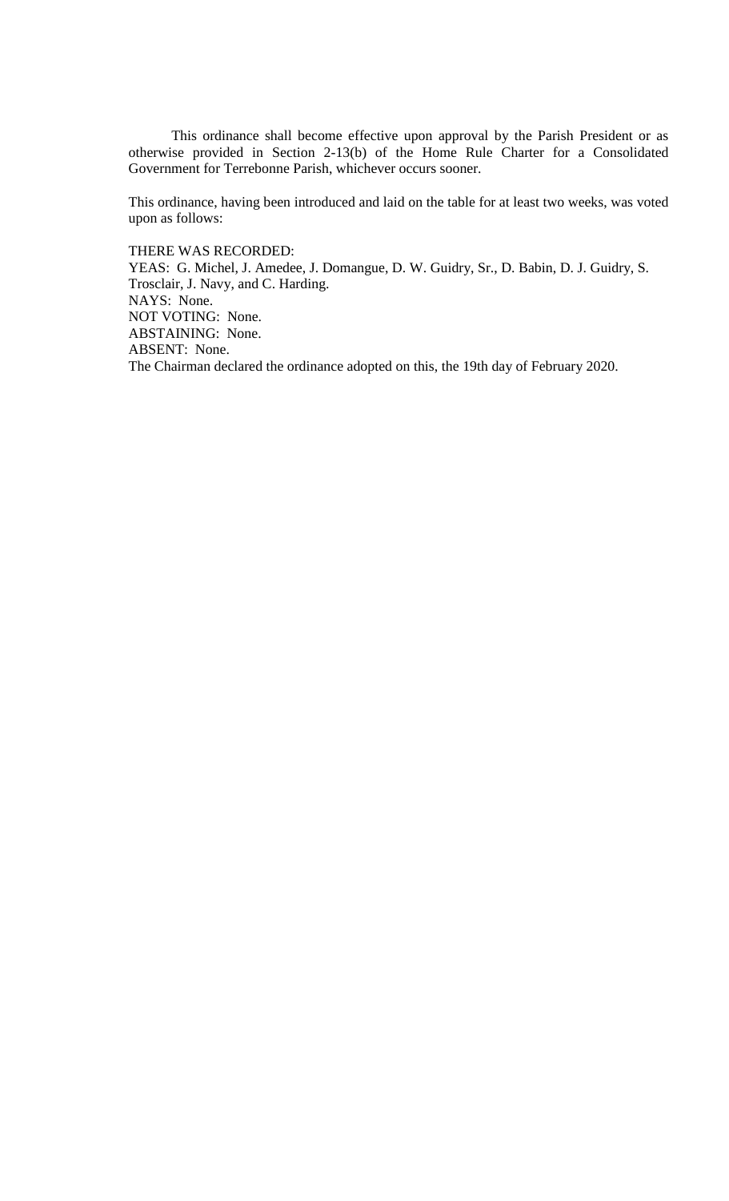This ordinance shall become effective upon approval by the Parish President or as otherwise provided in Section 2-13(b) of the Home Rule Charter for a Consolidated Government for Terrebonne Parish, whichever occurs sooner.

This ordinance, having been introduced and laid on the table for at least two weeks, was voted upon as follows:

THERE WAS RECORDED:
YEAS: G. Michel, J. Amedee, J. Domangue, D. W. Guidry, Sr., D. Babin, D. J. Guidry, S. Trosclair, J. Navy, and C. Harding.
NAYS: None.
NOT VOTING: None.
ABSTAINING: None.
ABSENT: None.
The Chairman declared the ordinance adopted on this, the 19th day of February 2020.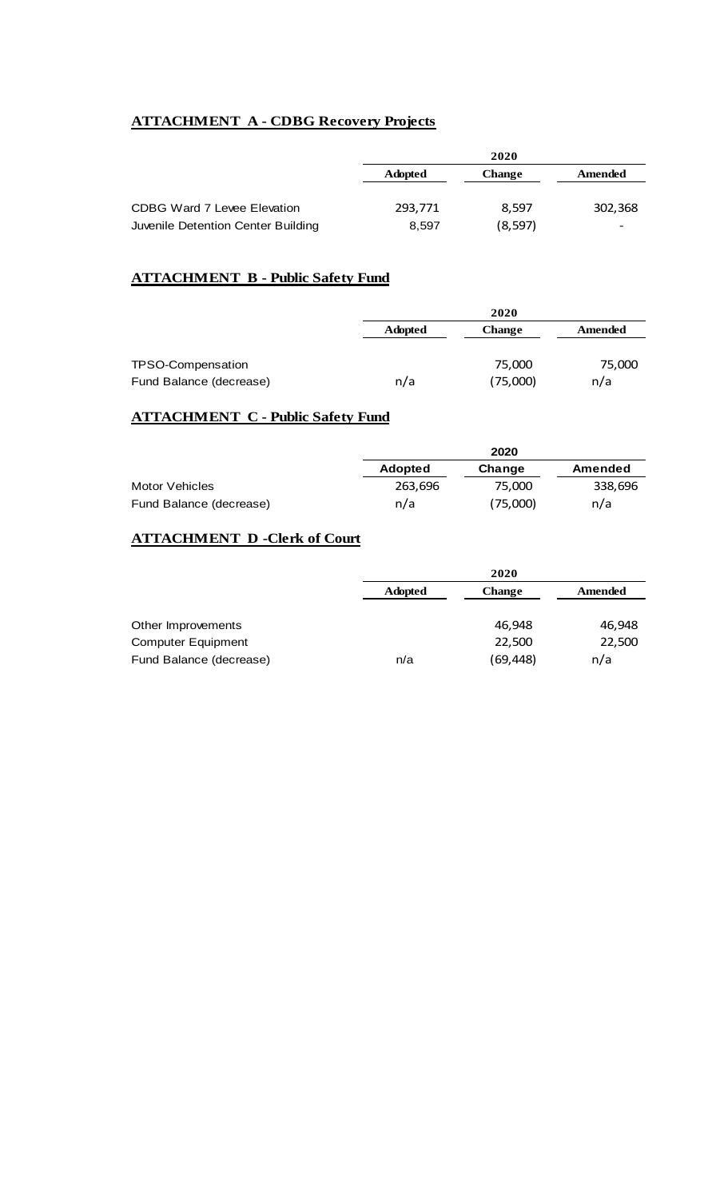## **ATTACHMENT A - CDBG Recovery Projects**

| | 2020 | | |
|---|---|---|---|
| | **Adopted** | **Change** | **Amended** |
| CDBG Ward 7 Levee Elevation | 293,771 | 8,597 | 302,368 |
| Juvenile Detention Center Building | 8,597 | (8,597) | - |

## **ATTACHMENT B - Public Safety Fund**

| | 2020 | | |
|---|---|---|---|
| | **Adopted** | **Change** | **Amended** |
| TPSO-Compensation | | 75,000 | 75,000 |
| Fund Balance (decrease) | n/a | (75,000) | n/a |

## **ATTACHMENT C - Public Safety Fund**

| | 2020 | | |
|---|---|---|---|
| | **Adopted** | **Change** | **Amended** |
| Motor Vehicles | 263,696 | 75,000 | 338,696 |
| Fund Balance (decrease) | n/a | (75,000) | n/a |

## **ATTACHMENT D -Clerk of Court**

| | 2020 | | |
|---|---|---|---|
| | **Adopted** | **Change** | **Amended** |
| Other Improvements | | 46,948 | 46,948 |
| Computer Equipment | | 22,500 | 22,500 |
| Fund Balance (decrease) | n/a | (69,448) | n/a |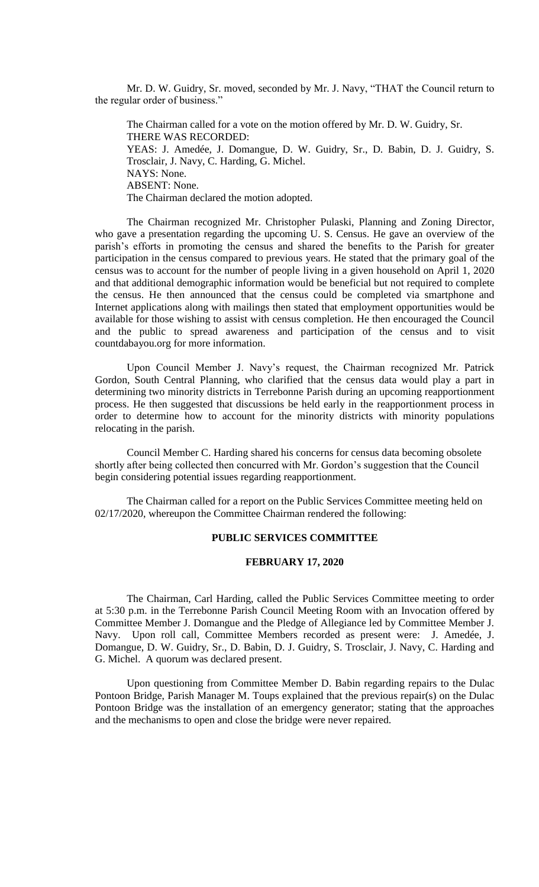Mr. D. W. Guidry, Sr. moved, seconded by Mr. J. Navy, "THAT the Council return to the regular order of business."

The Chairman called for a vote on the motion offered by Mr. D. W. Guidry, Sr.
THERE WAS RECORDED:
YEAS: J. Amedée, J. Domangue, D. W. Guidry, Sr., D. Babin, D. J. Guidry, S. Trosclair, J. Navy, C. Harding, G. Michel.
NAYS: None.
ABSENT: None.
The Chairman declared the motion adopted.

The Chairman recognized Mr. Christopher Pulaski, Planning and Zoning Director, who gave a presentation regarding the upcoming U. S. Census. He gave an overview of the parish's efforts in promoting the census and shared the benefits to the Parish for greater participation in the census compared to previous years. He stated that the primary goal of the census was to account for the number of people living in a given household on April 1, 2020 and that additional demographic information would be beneficial but not required to complete the census. He then announced that the census could be completed via smartphone and Internet applications along with mailings then stated that employment opportunities would be available for those wishing to assist with census completion. He then encouraged the Council and the public to spread awareness and participation of the census and to visit countdabayou.org for more information.

Upon Council Member J. Navy's request, the Chairman recognized Mr. Patrick Gordon, South Central Planning, who clarified that the census data would play a part in determining two minority districts in Terrebonne Parish during an upcoming reapportionment process. He then suggested that discussions be held early in the reapportionment process in order to determine how to account for the minority districts with minority populations relocating in the parish.

Council Member C. Harding shared his concerns for census data becoming obsolete shortly after being collected then concurred with Mr. Gordon's suggestion that the Council begin considering potential issues regarding reapportionment.

The Chairman called for a report on the Public Services Committee meeting held on 02/17/2020, whereupon the Committee Chairman rendered the following:

**PUBLIC SERVICES COMMITTEE**

**FEBRUARY 17, 2020**

The Chairman, Carl Harding, called the Public Services Committee meeting to order at 5:30 p.m. in the Terrebonne Parish Council Meeting Room with an Invocation offered by Committee Member J. Domangue and the Pledge of Allegiance led by Committee Member J. Navy. Upon roll call, Committee Members recorded as present were: J. Amedée, J. Domangue, D. W. Guidry, Sr., D. Babin, D. J. Guidry, S. Trosclair, J. Navy, C. Harding and G. Michel. A quorum was declared present.

Upon questioning from Committee Member D. Babin regarding repairs to the Dulac Pontoon Bridge, Parish Manager M. Toups explained that the previous repair(s) on the Dulac Pontoon Bridge was the installation of an emergency generator; stating that the approaches and the mechanisms to open and close the bridge were never repaired.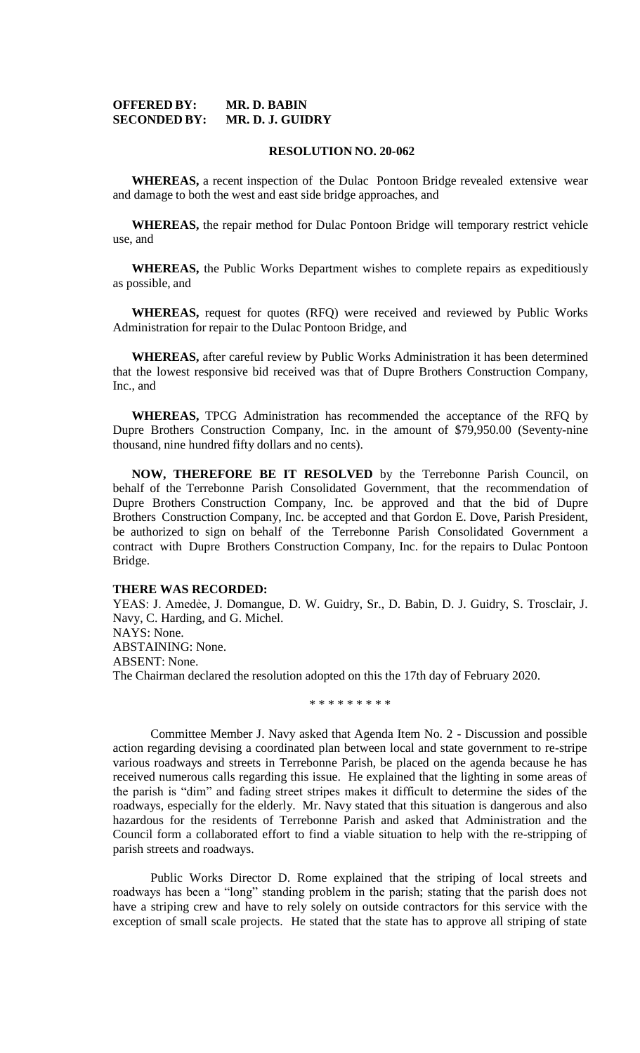**OFFERED BY: MR. D. BABIN**
**SECONDED BY: MR. D. J. GUIDRY**

**RESOLUTION NO. 20-062**

**WHEREAS,** a recent inspection of the Dulac Pontoon Bridge revealed extensive wear and damage to both the west and east side bridge approaches, and

**WHEREAS,** the repair method for Dulac Pontoon Bridge will temporary restrict vehicle use, and

**WHEREAS,** the Public Works Department wishes to complete repairs as expeditiously as possible, and

**WHEREAS,** request for quotes (RFQ) were received and reviewed by Public Works Administration for repair to the Dulac Pontoon Bridge, and

**WHEREAS,** after careful review by Public Works Administration it has been determined that the lowest responsive bid received was that of Dupre Brothers Construction Company, Inc., and

**WHEREAS,** TPCG Administration has recommended the acceptance of the RFQ by Dupre Brothers Construction Company, Inc. in the amount of $79,950.00 (Seventy-nine thousand, nine hundred fifty dollars and no cents).

**NOW, THEREFORE BE IT RESOLVED** by the Terrebonne Parish Council, on behalf of the Terrebonne Parish Consolidated Government, that the recommendation of Dupre Brothers Construction Company, Inc. be approved and that the bid of Dupre Brothers Construction Company, Inc. be accepted and that Gordon E. Dove, Parish President, be authorized to sign on behalf of the Terrebonne Parish Consolidated Government a contract with Dupre Brothers Construction Company, Inc. for the repairs to Dulac Pontoon Bridge.

**THERE WAS RECORDED:**
YEAS: J. Amedẻe, J. Domangue, D. W. Guidry, Sr., D. Babin, D. J. Guidry, S. Trosclair, J. Navy, C. Harding, and G. Michel.
NAYS: None.
ABSTAINING: None.
ABSENT: None.
The Chairman declared the resolution adopted on this the 17th day of February 2020.

\* \* \* \* \* \* \* \* \*

Committee Member J. Navy asked that Agenda Item No. 2 - Discussion and possible action regarding devising a coordinated plan between local and state government to re-stripe various roadways and streets in Terrebonne Parish, be placed on the agenda because he has received numerous calls regarding this issue. He explained that the lighting in some areas of the parish is "dim" and fading street stripes makes it difficult to determine the sides of the roadways, especially for the elderly. Mr. Navy stated that this situation is dangerous and also hazardous for the residents of Terrebonne Parish and asked that Administration and the Council form a collaborated effort to find a viable situation to help with the re-stripping of parish streets and roadways.

Public Works Director D. Rome explained that the striping of local streets and roadways has been a "long" standing problem in the parish; stating that the parish does not have a striping crew and have to rely solely on outside contractors for this service with the exception of small scale projects. He stated that the state has to approve all striping of state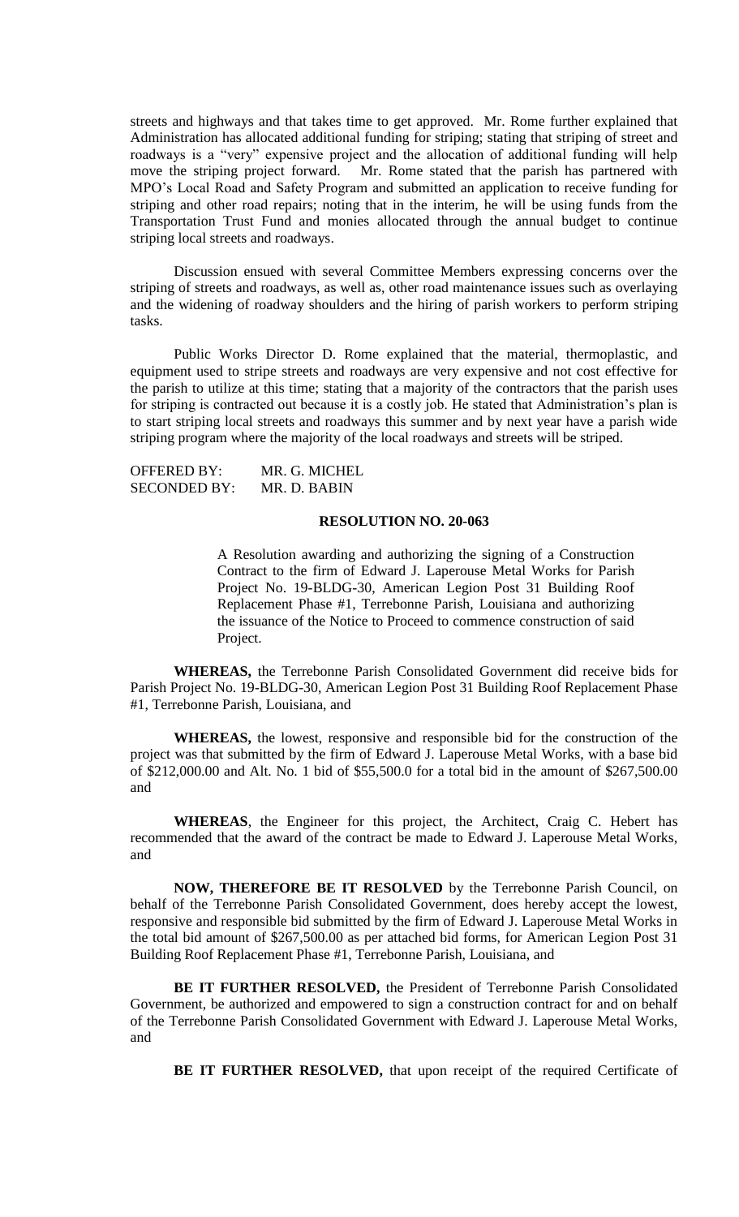streets and highways and that takes time to get approved. Mr. Rome further explained that Administration has allocated additional funding for striping; stating that striping of street and roadways is a "very" expensive project and the allocation of additional funding will help move the striping project forward. Mr. Rome stated that the parish has partnered with MPO's Local Road and Safety Program and submitted an application to receive funding for striping and other road repairs; noting that in the interim, he will be using funds from the Transportation Trust Fund and monies allocated through the annual budget to continue striping local streets and roadways.

Discussion ensued with several Committee Members expressing concerns over the striping of streets and roadways, as well as, other road maintenance issues such as overlaying and the widening of roadway shoulders and the hiring of parish workers to perform striping tasks.

Public Works Director D. Rome explained that the material, thermoplastic, and equipment used to stripe streets and roadways are very expensive and not cost effective for the parish to utilize at this time; stating that a majority of the contractors that the parish uses for striping is contracted out because it is a costly job. He stated that Administration's plan is to start striping local streets and roadways this summer and by next year have a parish wide striping program where the majority of the local roadways and streets will be striped.

OFFERED BY: MR. G. MICHEL
SECONDED BY: MR. D. BABIN

**RESOLUTION NO. 20-063**

A Resolution awarding and authorizing the signing of a Construction Contract to the firm of Edward J. Laperouse Metal Works for Parish Project No. 19-BLDG-30, American Legion Post 31 Building Roof Replacement Phase #1, Terrebonne Parish, Louisiana and authorizing the issuance of the Notice to Proceed to commence construction of said Project.

**WHEREAS,** the Terrebonne Parish Consolidated Government did receive bids for Parish Project No. 19-BLDG-30, American Legion Post 31 Building Roof Replacement Phase #1, Terrebonne Parish, Louisiana, and

**WHEREAS,** the lowest, responsive and responsible bid for the construction of the project was that submitted by the firm of Edward J. Laperouse Metal Works, with a base bid of $212,000.00 and Alt. No. 1 bid of $55,500.0 for a total bid in the amount of $267,500.00 and

**WHEREAS**, the Engineer for this project, the Architect, Craig C. Hebert has recommended that the award of the contract be made to Edward J. Laperouse Metal Works, and

**NOW, THEREFORE BE IT RESOLVED** by the Terrebonne Parish Council, on behalf of the Terrebonne Parish Consolidated Government, does hereby accept the lowest, responsive and responsible bid submitted by the firm of Edward J. Laperouse Metal Works in the total bid amount of $267,500.00 as per attached bid forms, for American Legion Post 31 Building Roof Replacement Phase #1, Terrebonne Parish, Louisiana, and

**BE IT FURTHER RESOLVED,** the President of Terrebonne Parish Consolidated Government, be authorized and empowered to sign a construction contract for and on behalf of the Terrebonne Parish Consolidated Government with Edward J. Laperouse Metal Works, and

**BE IT FURTHER RESOLVED,** that upon receipt of the required Certificate of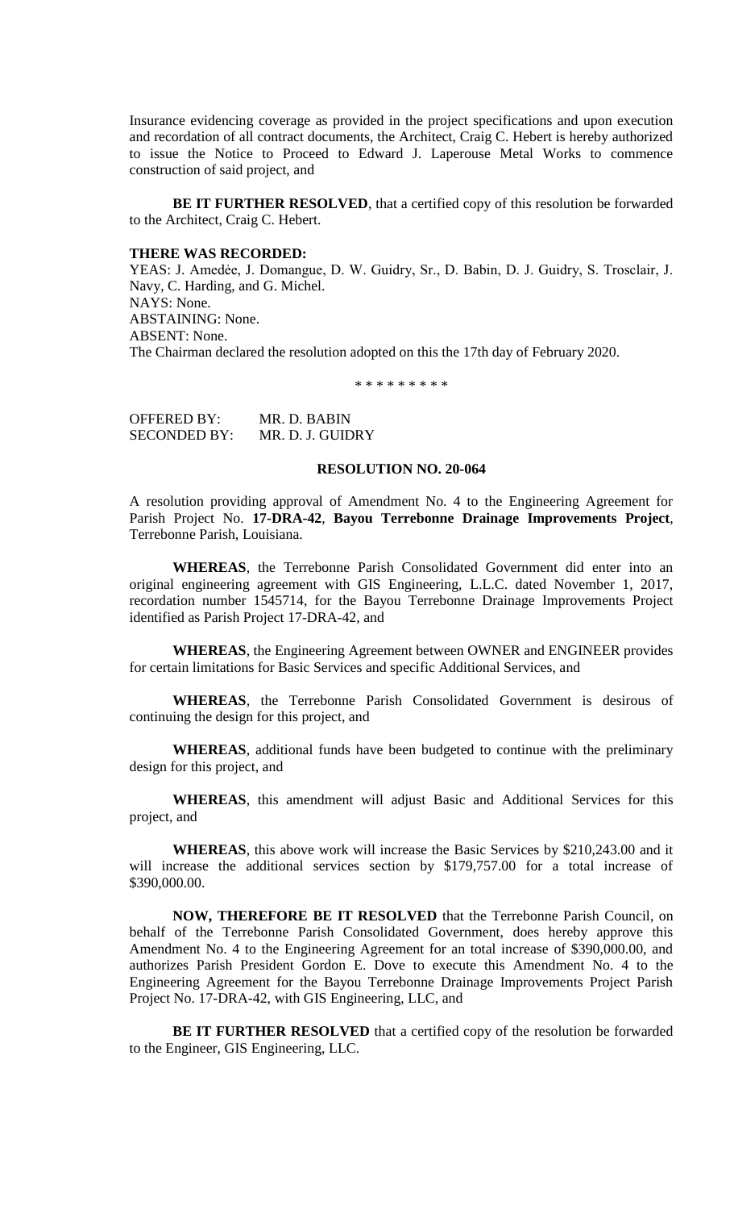Insurance evidencing coverage as provided in the project specifications and upon execution and recordation of all contract documents, the Architect, Craig C. Hebert is hereby authorized to issue the Notice to Proceed to Edward J. Laperouse Metal Works to commence construction of said project, and

**BE IT FURTHER RESOLVED**, that a certified copy of this resolution be forwarded to the Architect, Craig C. Hebert.

**THERE WAS RECORDED:**

YEAS: J. Amedée, J. Domangue, D. W. Guidry, Sr., D. Babin, D. J. Guidry, S. Trosclair, J. Navy, C. Harding, and G. Michel.

NAYS: None.

ABSTAINING: None.

ABSENT: None.

The Chairman declared the resolution adopted on this the 17th day of February 2020.

\* \* \* \* \* \* \* \* \*

OFFERED BY: MR. D. BABIN

SECONDED BY: MR. D. J. GUIDRY

**RESOLUTION NO. 20-064**

A resolution providing approval of Amendment No. 4 to the Engineering Agreement for Parish Project No. **17-DRA-42**, **Bayou Terrebonne Drainage Improvements Project**, Terrebonne Parish, Louisiana.

**WHEREAS**, the Terrebonne Parish Consolidated Government did enter into an original engineering agreement with GIS Engineering, L.L.C. dated November 1, 2017, recordation number 1545714, for the Bayou Terrebonne Drainage Improvements Project identified as Parish Project 17-DRA-42, and

**WHEREAS**, the Engineering Agreement between OWNER and ENGINEER provides for certain limitations for Basic Services and specific Additional Services, and

**WHEREAS**, the Terrebonne Parish Consolidated Government is desirous of continuing the design for this project, and

**WHEREAS**, additional funds have been budgeted to continue with the preliminary design for this project, and

**WHEREAS**, this amendment will adjust Basic and Additional Services for this project, and

**WHEREAS**, this above work will increase the Basic Services by $210,243.00 and it will increase the additional services section by $179,757.00 for a total increase of $390,000.00.

**NOW, THEREFORE BE IT RESOLVED** that the Terrebonne Parish Council, on behalf of the Terrebonne Parish Consolidated Government, does hereby approve this Amendment No. 4 to the Engineering Agreement for an total increase of $390,000.00, and authorizes Parish President Gordon E. Dove to execute this Amendment No. 4 to the Engineering Agreement for the Bayou Terrebonne Drainage Improvements Project Parish Project No. 17-DRA-42, with GIS Engineering, LLC, and

**BE IT FURTHER RESOLVED** that a certified copy of the resolution be forwarded to the Engineer, GIS Engineering, LLC.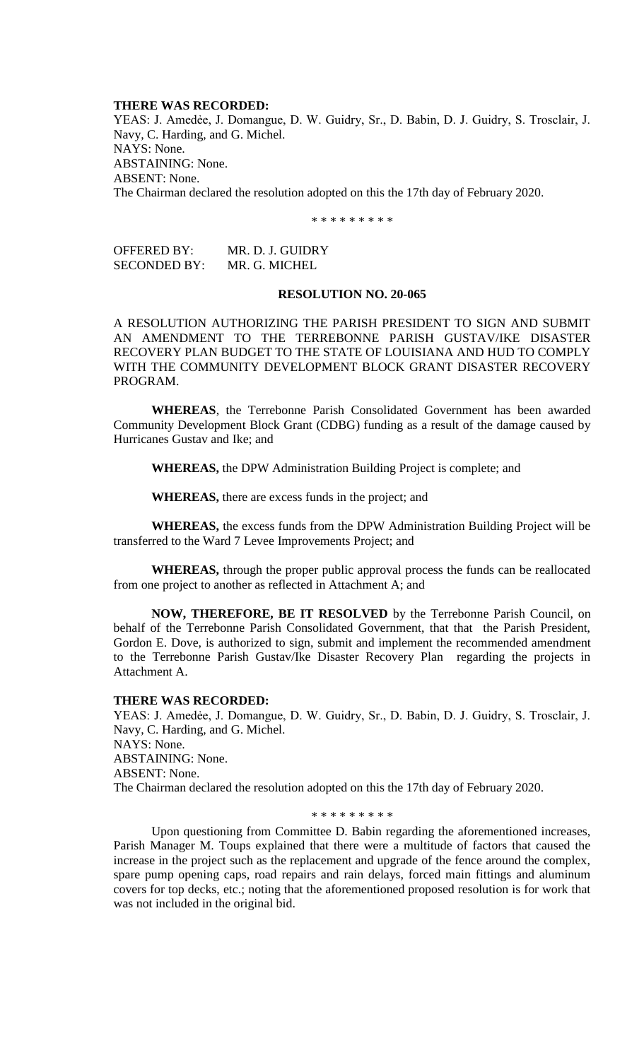**THERE WAS RECORDED:**

YEAS: J. Amedẻe, J. Domangue, D. W. Guidry, Sr., D. Babin, D. J. Guidry, S. Trosclair, J. Navy, C. Harding, and G. Michel.
NAYS: None.
ABSTAINING: None.
ABSENT: None.
The Chairman declared the resolution adopted on this the 17th day of February 2020.

\* \* \* \* \* \* \* \* \*

OFFERED BY: MR. D. J. GUIDRY
SECONDED BY: MR. G. MICHEL

**RESOLUTION NO. 20-065**

A RESOLUTION AUTHORIZING THE PARISH PRESIDENT TO SIGN AND SUBMIT AN AMENDMENT TO THE TERREBONNE PARISH GUSTAV/IKE DISASTER RECOVERY PLAN BUDGET TO THE STATE OF LOUISIANA AND HUD TO COMPLY WITH THE COMMUNITY DEVELOPMENT BLOCK GRANT DISASTER RECOVERY PROGRAM.

**WHEREAS**, the Terrebonne Parish Consolidated Government has been awarded Community Development Block Grant (CDBG) funding as a result of the damage caused by Hurricanes Gustav and Ike; and

**WHEREAS,** the DPW Administration Building Project is complete; and

**WHEREAS,** there are excess funds in the project; and

**WHEREAS,** the excess funds from the DPW Administration Building Project will be transferred to the Ward 7 Levee Improvements Project; and

**WHEREAS,** through the proper public approval process the funds can be reallocated from one project to another as reflected in Attachment A; and

**NOW, THEREFORE, BE IT RESOLVED** by the Terrebonne Parish Council, on behalf of the Terrebonne Parish Consolidated Government, that that the Parish President, Gordon E. Dove, is authorized to sign, submit and implement the recommended amendment to the Terrebonne Parish Gustav/Ike Disaster Recovery Plan regarding the projects in Attachment A.

**THERE WAS RECORDED:**

YEAS: J. Amedẻe, J. Domangue, D. W. Guidry, Sr., D. Babin, D. J. Guidry, S. Trosclair, J. Navy, C. Harding, and G. Michel.
NAYS: None.
ABSTAINING: None.
ABSENT: None.
The Chairman declared the resolution adopted on this the 17th day of February 2020.

\* \* \* \* \* \* \* \* \*

Upon questioning from Committee D. Babin regarding the aforementioned increases, Parish Manager M. Toups explained that there were a multitude of factors that caused the increase in the project such as the replacement and upgrade of the fence around the complex, spare pump opening caps, road repairs and rain delays, forced main fittings and aluminum covers for top decks, etc.; noting that the aforementioned proposed resolution is for work that was not included in the original bid.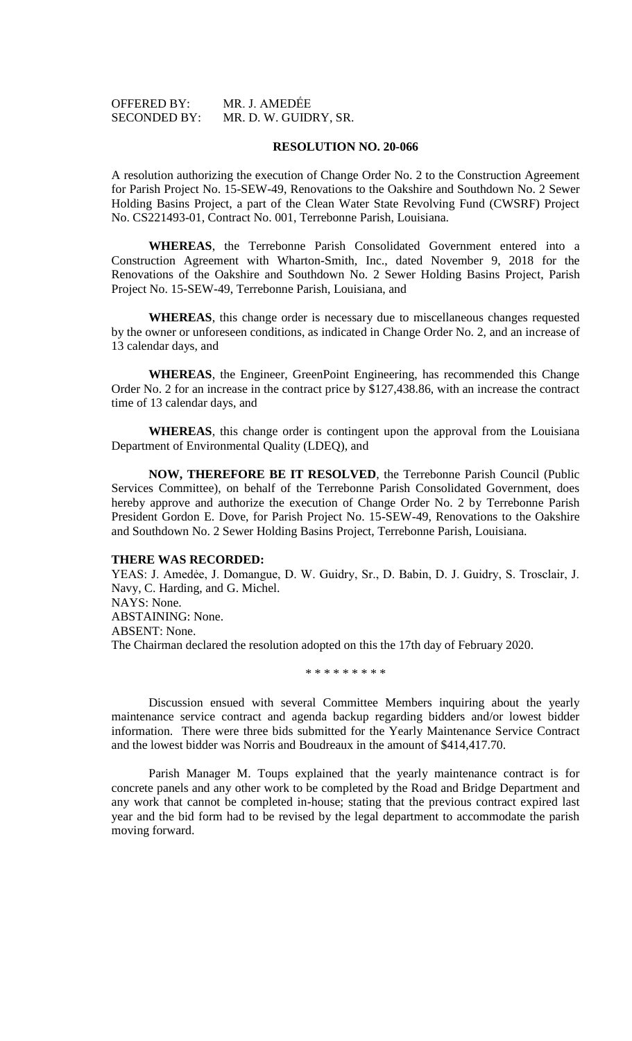OFFERED BY: MR. J. AMEDÉE
SECONDED BY: MR. D. W. GUIDRY, SR.

**RESOLUTION NO. 20-066**

A resolution authorizing the execution of Change Order No. 2 to the Construction Agreement for Parish Project No. 15-SEW-49, Renovations to the Oakshire and Southdown No. 2 Sewer Holding Basins Project, a part of the Clean Water State Revolving Fund (CWSRF) Project No. CS221493-01, Contract No. 001, Terrebonne Parish, Louisiana.

**WHEREAS**, the Terrebonne Parish Consolidated Government entered into a Construction Agreement with Wharton-Smith, Inc., dated November 9, 2018 for the Renovations of the Oakshire and Southdown No. 2 Sewer Holding Basins Project, Parish Project No. 15-SEW-49, Terrebonne Parish, Louisiana, and

**WHEREAS**, this change order is necessary due to miscellaneous changes requested by the owner or unforeseen conditions, as indicated in Change Order No. 2, and an increase of 13 calendar days, and

**WHEREAS**, the Engineer, GreenPoint Engineering, has recommended this Change Order No. 2 for an increase in the contract price by $127,438.86, with an increase the contract time of 13 calendar days, and

**WHEREAS**, this change order is contingent upon the approval from the Louisiana Department of Environmental Quality (LDEQ), and

**NOW, THEREFORE BE IT RESOLVED**, the Terrebonne Parish Council (Public Services Committee), on behalf of the Terrebonne Parish Consolidated Government, does hereby approve and authorize the execution of Change Order No. 2 by Terrebonne Parish President Gordon E. Dove, for Parish Project No. 15-SEW-49, Renovations to the Oakshire and Southdown No. 2 Sewer Holding Basins Project, Terrebonne Parish, Louisiana.

**THERE WAS RECORDED:**
YEAS: J. Amedẻe, J. Domangue, D. W. Guidry, Sr., D. Babin, D. J. Guidry, S. Trosclair, J. Navy, C. Harding, and G. Michel.
NAYS: None.
ABSTAINING: None.
ABSENT: None.
The Chairman declared the resolution adopted on this the 17th day of February 2020.

* * * * * * * * *

Discussion ensued with several Committee Members inquiring about the yearly maintenance service contract and agenda backup regarding bidders and/or lowest bidder information. There were three bids submitted for the Yearly Maintenance Service Contract and the lowest bidder was Norris and Boudreaux in the amount of $414,417.70.

Parish Manager M. Toups explained that the yearly maintenance contract is for concrete panels and any other work to be completed by the Road and Bridge Department and any work that cannot be completed in-house; stating that the previous contract expired last year and the bid form had to be revised by the legal department to accommodate the parish moving forward.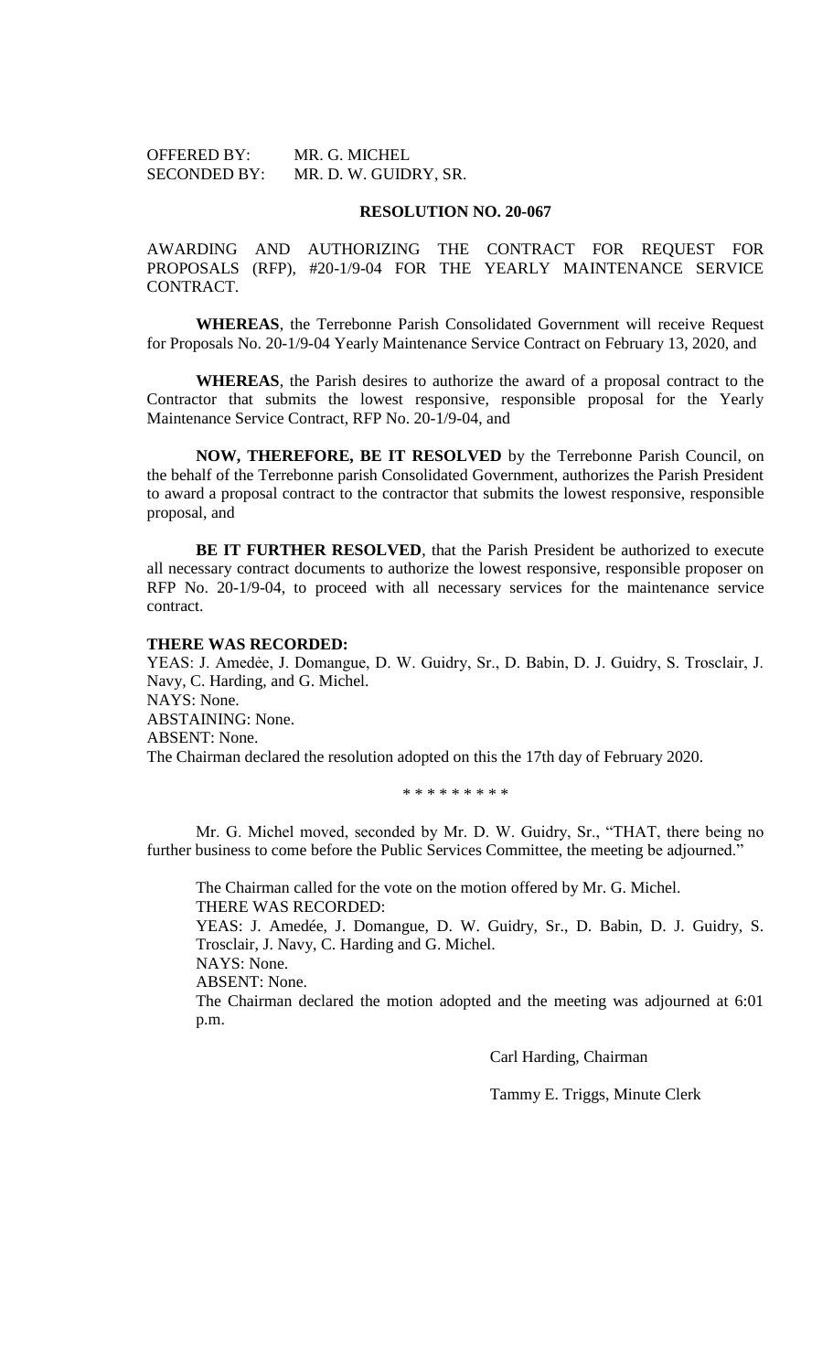OFFERED BY: MR. G. MICHEL
SECONDED BY: MR. D. W. GUIDRY, SR.

**RESOLUTION NO. 20-067**

AWARDING AND AUTHORIZING THE CONTRACT FOR REQUEST FOR PROPOSALS (RFP), #20-1/9-04 FOR THE YEARLY MAINTENANCE SERVICE CONTRACT.

**WHEREAS**, the Terrebonne Parish Consolidated Government will receive Request for Proposals No. 20-1/9-04 Yearly Maintenance Service Contract on February 13, 2020, and

**WHEREAS**, the Parish desires to authorize the award of a proposal contract to the Contractor that submits the lowest responsive, responsible proposal for the Yearly Maintenance Service Contract, RFP No. 20-1/9-04, and

**NOW, THEREFORE, BE IT RESOLVED** by the Terrebonne Parish Council, on the behalf of the Terrebonne parish Consolidated Government, authorizes the Parish President to award a proposal contract to the contractor that submits the lowest responsive, responsible proposal, and

**BE IT FURTHER RESOLVED**, that the Parish President be authorized to execute all necessary contract documents to authorize the lowest responsive, responsible proposer on RFP No. 20-1/9-04, to proceed with all necessary services for the maintenance service contract.

**THERE WAS RECORDED:**
YEAS: J. Amedėe, J. Domangue, D. W. Guidry, Sr., D. Babin, D. J. Guidry, S. Trosclair, J. Navy, C. Harding, and G. Michel.
NAYS: None.
ABSTAINING: None.
ABSENT: None.
The Chairman declared the resolution adopted on this the 17th day of February 2020.

\* \* \* \* \* \* \* \* \*

Mr. G. Michel moved, seconded by Mr. D. W. Guidry, Sr., "THAT, there being no further business to come before the Public Services Committee, the meeting be adjourned."

The Chairman called for the vote on the motion offered by Mr. G. Michel.
THERE WAS RECORDED:
YEAS: J. Amedée, J. Domangue, D. W. Guidry, Sr., D. Babin, D. J. Guidry, S. Trosclair, J. Navy, C. Harding and G. Michel.
NAYS: None.
ABSENT: None.
The Chairman declared the motion adopted and the meeting was adjourned at 6:01 p.m.

Carl Harding, Chairman

Tammy E. Triggs, Minute Clerk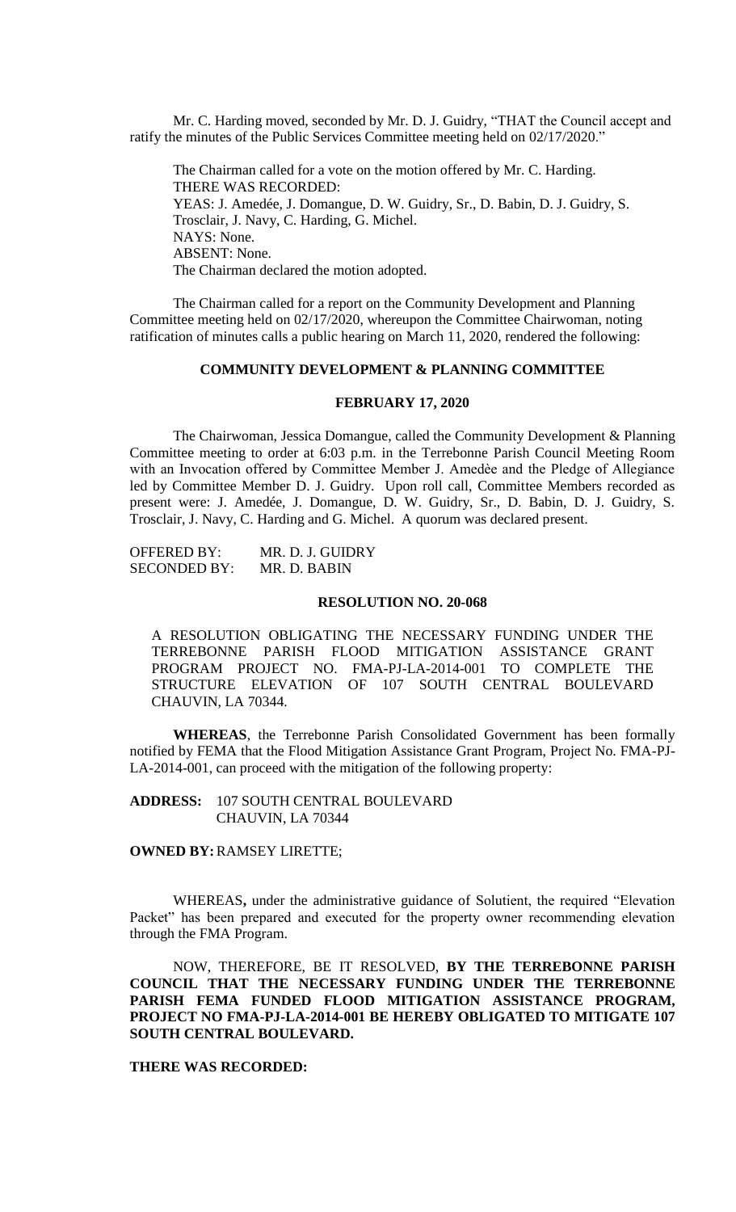Mr. C. Harding moved, seconded by Mr. D. J. Guidry, "THAT the Council accept and ratify the minutes of the Public Services Committee meeting held on 02/17/2020."

The Chairman called for a vote on the motion offered by Mr. C. Harding.
THERE WAS RECORDED:
YEAS: J. Amedée, J. Domangue, D. W. Guidry, Sr., D. Babin, D. J. Guidry, S. Trosclair, J. Navy, C. Harding, G. Michel.
NAYS: None.
ABSENT: None.
The Chairman declared the motion adopted.

The Chairman called for a report on the Community Development and Planning Committee meeting held on 02/17/2020, whereupon the Committee Chairwoman, noting ratification of minutes calls a public hearing on March 11, 2020, rendered the following:

## COMMUNITY DEVELOPMENT & PLANNING COMMITTEE

## FEBRUARY 17, 2020

The Chairwoman, Jessica Domangue, called the Community Development & Planning Committee meeting to order at 6:03 p.m. in the Terrebonne Parish Council Meeting Room with an Invocation offered by Committee Member J. Amedèe and the Pledge of Allegiance led by Committee Member D. J. Guidry. Upon roll call, Committee Members recorded as present were: J. Amedèe, J. Domangue, D. W. Guidry, Sr., D. Babin, D. J. Guidry, S. Trosclair, J. Navy, C. Harding and G. Michel. A quorum was declared present.

OFFERED BY: MR. D. J. GUIDRY
SECONDED BY: MR. D. BABIN

## RESOLUTION NO. 20-068

A RESOLUTION OBLIGATING THE NECESSARY FUNDING UNDER THE TERREBONNE PARISH FLOOD MITIGATION ASSISTANCE GRANT PROGRAM PROJECT NO. FMA-PJ-LA-2014-001 TO COMPLETE THE STRUCTURE ELEVATION OF 107 SOUTH CENTRAL BOULEVARD CHAUVIN, LA 70344.

**WHEREAS**, the Terrebonne Parish Consolidated Government has been formally notified by FEMA that the Flood Mitigation Assistance Grant Program, Project No. FMA-PJ-LA-2014-001, can proceed with the mitigation of the following property:

**ADDRESS:** 107 SOUTH CENTRAL BOULEVARD
CHAUVIN, LA 70344

**OWNED BY:** RAMSEY LIRETTE;

WHEREAS**,** under the administrative guidance of Solutient, the required "Elevation Packet" has been prepared and executed for the property owner recommending elevation through the FMA Program.

NOW, THEREFORE, BE IT RESOLVED, **BY THE TERREBONNE PARISH COUNCIL THAT THE NECESSARY FUNDING UNDER THE TERREBONNE PARISH FEMA FUNDED FLOOD MITIGATION ASSISTANCE PROGRAM, PROJECT NO FMA-PJ-LA-2014-001 BE HEREBY OBLIGATED TO MITIGATE 107 SOUTH CENTRAL BOULEVARD.**

**THERE WAS RECORDED:**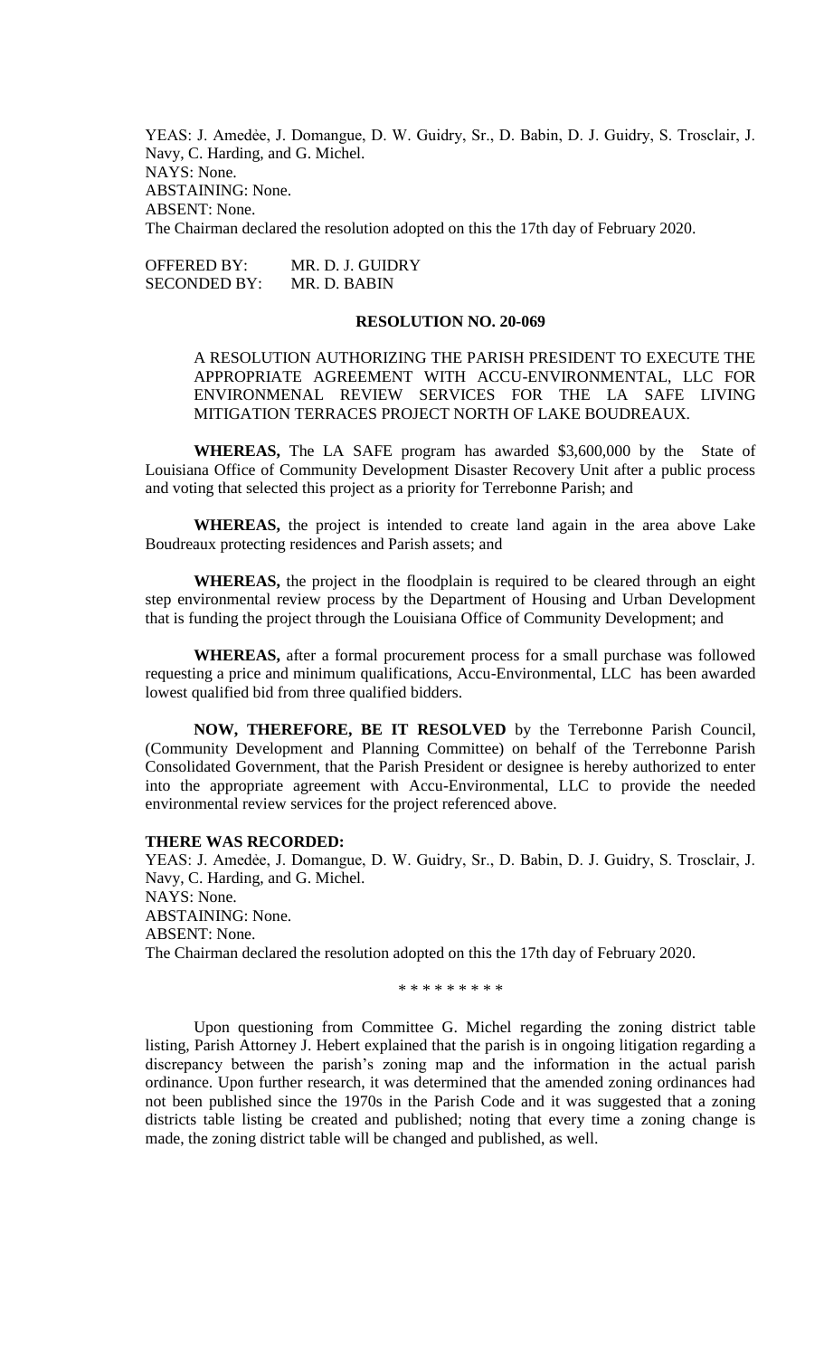YEAS: J. Amedẻe, J. Domangue, D. W. Guidry, Sr., D. Babin, D. J. Guidry, S. Trosclair, J. Navy, C. Harding, and G. Michel.
NAYS: None.
ABSTAINING: None.
ABSENT: None.
The Chairman declared the resolution adopted on this the 17th day of February 2020.

OFFERED BY: MR. D. J. GUIDRY
SECONDED BY: MR. D. BABIN

**RESOLUTION NO. 20-069**

A RESOLUTION AUTHORIZING THE PARISH PRESIDENT TO EXECUTE THE APPROPRIATE AGREEMENT WITH ACCU-ENVIRONMENTAL, LLC FOR ENVIRONMENAL REVIEW SERVICES FOR THE LA SAFE LIVING MITIGATION TERRACES PROJECT NORTH OF LAKE BOUDREAUX.

**WHEREAS,** The LA SAFE program has awarded $3,600,000 by the State of Louisiana Office of Community Development Disaster Recovery Unit after a public process and voting that selected this project as a priority for Terrebonne Parish; and

**WHEREAS,** the project is intended to create land again in the area above Lake Boudreaux protecting residences and Parish assets; and

**WHEREAS,** the project in the floodplain is required to be cleared through an eight step environmental review process by the Department of Housing and Urban Development that is funding the project through the Louisiana Office of Community Development; and

**WHEREAS,** after a formal procurement process for a small purchase was followed requesting a price and minimum qualifications, Accu-Environmental, LLC has been awarded lowest qualified bid from three qualified bidders.

**NOW, THEREFORE, BE IT RESOLVED** by the Terrebonne Parish Council, (Community Development and Planning Committee) on behalf of the Terrebonne Parish Consolidated Government, that the Parish President or designee is hereby authorized to enter into the appropriate agreement with Accu-Environmental, LLC to provide the needed environmental review services for the project referenced above.

**THERE WAS RECORDED:**
YEAS: J. Amedẻe, J. Domangue, D. W. Guidry, Sr., D. Babin, D. J. Guidry, S. Trosclair, J. Navy, C. Harding, and G. Michel.
NAYS: None.
ABSTAINING: None.
ABSENT: None.
The Chairman declared the resolution adopted on this the 17th day of February 2020.

\* \* \* \* \* \* \* \* \*

Upon questioning from Committee G. Michel regarding the zoning district table listing, Parish Attorney J. Hebert explained that the parish is in ongoing litigation regarding a discrepancy between the parish's zoning map and the information in the actual parish ordinance. Upon further research, it was determined that the amended zoning ordinances had not been published since the 1970s in the Parish Code and it was suggested that a zoning districts table listing be created and published; noting that every time a zoning change is made, the zoning district table will be changed and published, as well.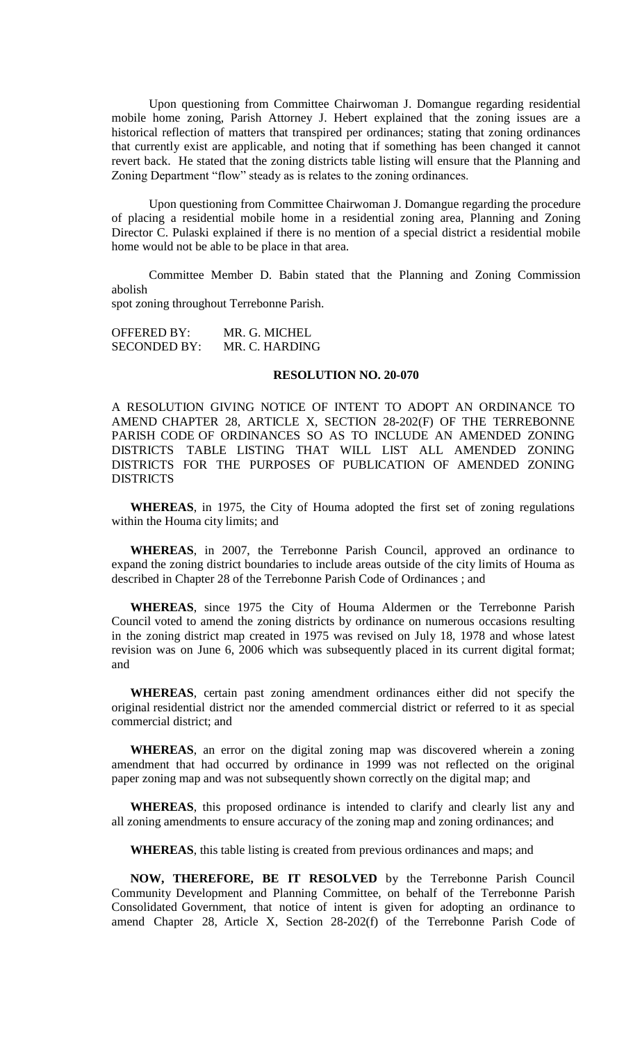Upon questioning from Committee Chairwoman J. Domangue regarding residential mobile home zoning, Parish Attorney J. Hebert explained that the zoning issues are a historical reflection of matters that transpired per ordinances; stating that zoning ordinances that currently exist are applicable, and noting that if something has been changed it cannot revert back. He stated that the zoning districts table listing will ensure that the Planning and Zoning Department "flow" steady as is relates to the zoning ordinances.

Upon questioning from Committee Chairwoman J. Domangue regarding the procedure of placing a residential mobile home in a residential zoning area, Planning and Zoning Director C. Pulaski explained if there is no mention of a special district a residential mobile home would not be able to be place in that area.

Committee Member D. Babin stated that the Planning and Zoning Commission abolish
spot zoning throughout Terrebonne Parish.

OFFERED BY: MR. G. MICHEL
SECONDED BY: MR. C. HARDING

**RESOLUTION NO. 20-070**

A RESOLUTION GIVING NOTICE OF INTENT TO ADOPT AN ORDINANCE TO AMEND CHAPTER 28, ARTICLE X, SECTION 28-202(F) OF THE TERREBONNE PARISH CODE OF ORDINANCES SO AS TO INCLUDE AN AMENDED ZONING DISTRICTS TABLE LISTING THAT WILL LIST AMENDED ZONING DISTRICTS FOR THE PURPOSES OF PUBLICATION OF AMENDED ZONING DISTRICTS

**WHEREAS**, in 1975, the City of Houma adopted the first set of zoning regulations within the Houma city limits; and

**WHEREAS**, in 2007, the Terrebonne Parish Council, approved an ordinance to expand the zoning district boundaries to include areas outside of the city limits of Houma as described in Chapter 28 of the Terrebonne Parish Code of Ordinances ; and

**WHEREAS**, since 1975 the City of Houma Aldermen or the Terrebonne Parish Council voted to amend the zoning districts by ordinance on numerous occasions resulting in the zoning district map created in 1975 was revised on July 18, 1978 and whose latest revision was on June 6, 2006 which was subsequently placed in its current digital format; and

**WHEREAS**, certain past zoning amendment ordinances either did not specify the original residential district nor the amended commercial district or referred to it as special commercial district; and

**WHEREAS**, an error on the digital zoning map was discovered wherein a zoning amendment that had occurred by ordinance in 1999 was not reflected on the original paper zoning map and was not subsequently shown correctly on the digital map; and

**WHEREAS**, this proposed ordinance is intended to clarify and clearly list any and all zoning amendments to ensure accuracy of the zoning map and zoning ordinances; and

**WHEREAS**, this table listing is created from previous ordinances and maps; and

**NOW, THEREFORE, BE IT RESOLVED** by the Terrebonne Parish Council Community Development and Planning Committee, on behalf of the Terrebonne Parish Consolidated Government, that notice of intent is given for adopting an ordinance to amend Chapter 28, Article X, Section 28-202(f) of the Terrebonne Parish Code of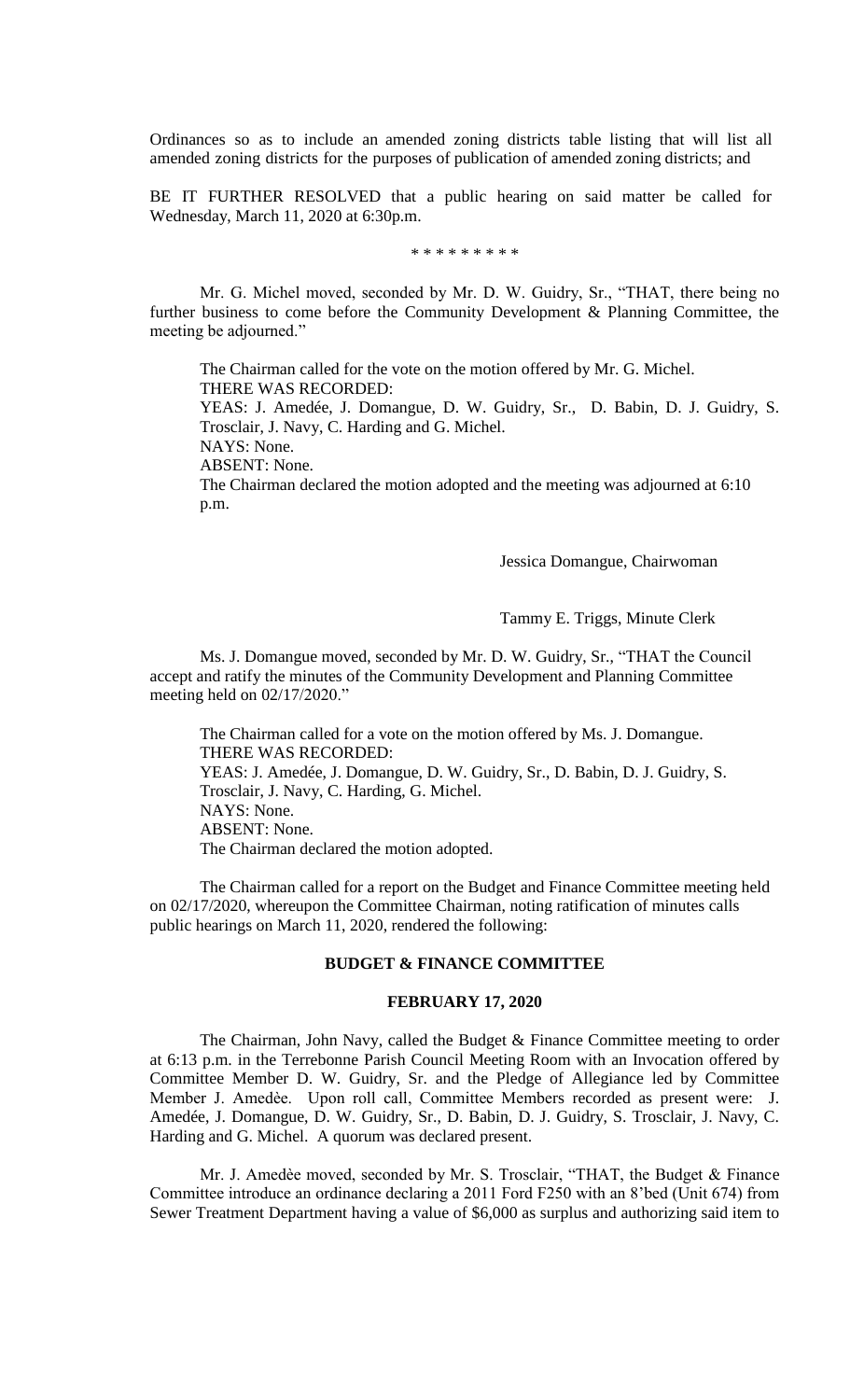Ordinances so as to include an amended zoning districts table listing that will list all amended zoning districts for the purposes of publication of amended zoning districts; and

BE IT FURTHER RESOLVED that a public hearing on said matter be called for Wednesday, March 11, 2020 at 6:30p.m.

\* \* \* \* \* \* \* \* \*

Mr. G. Michel moved, seconded by Mr. D. W. Guidry, Sr., "THAT, there being no further business to come before the Community Development & Planning Committee, the meeting be adjourned."

The Chairman called for the vote on the motion offered by Mr. G. Michel.
THERE WAS RECORDED:
YEAS: J. Amedée, J. Domangue, D. W. Guidry, Sr., D. Babin, D. J. Guidry, S. Trosclair, J. Navy, C. Harding and G. Michel.
NAYS: None.
ABSENT: None.
The Chairman declared the motion adopted and the meeting was adjourned at 6:10 p.m.

Jessica Domangue, Chairwoman

Tammy E. Triggs, Minute Clerk

Ms. J. Domangue moved, seconded by Mr. D. W. Guidry, Sr., "THAT the Council accept and ratify the minutes of the Community Development and Planning Committee meeting held on 02/17/2020."

The Chairman called for a vote on the motion offered by Ms. J. Domangue.
THERE WAS RECORDED:
YEAS: J. Amedée, J. Domangue, D. W. Guidry, Sr., D. Babin, D. J. Guidry, S. Trosclair, J. Navy, C. Harding, G. Michel.
NAYS: None.
ABSENT: None.
The Chairman declared the motion adopted.

The Chairman called for a report on the Budget and Finance Committee meeting held on 02/17/2020, whereupon the Committee Chairman, noting ratification of minutes calls public hearings on March 11, 2020, rendered the following:

## BUDGET & FINANCE COMMITTEE

## FEBRUARY 17, 2020

The Chairman, John Navy, called the Budget & Finance Committee meeting to order at 6:13 p.m. in the Terrebonne Parish Council Meeting Room with an Invocation offered by Committee Member D. W. Guidry, Sr. and the Pledge of Allegiance led by Committee Member J. Amedèe. Upon roll call, Committee Members recorded as present were: J. Amedée, J. Domangue, D. W. Guidry, Sr., D. Babin, D. J. Guidry, S. Trosclair, J. Navy, C. Harding and G. Michel. A quorum was declared present.

Mr. J. Amedèe moved, seconded by Mr. S. Trosclair, "THAT, the Budget & Finance Committee introduce an ordinance declaring a 2011 Ford F250 with an 8'bed (Unit 674) from Sewer Treatment Department having a value of $6,000 as surplus and authorizing said item to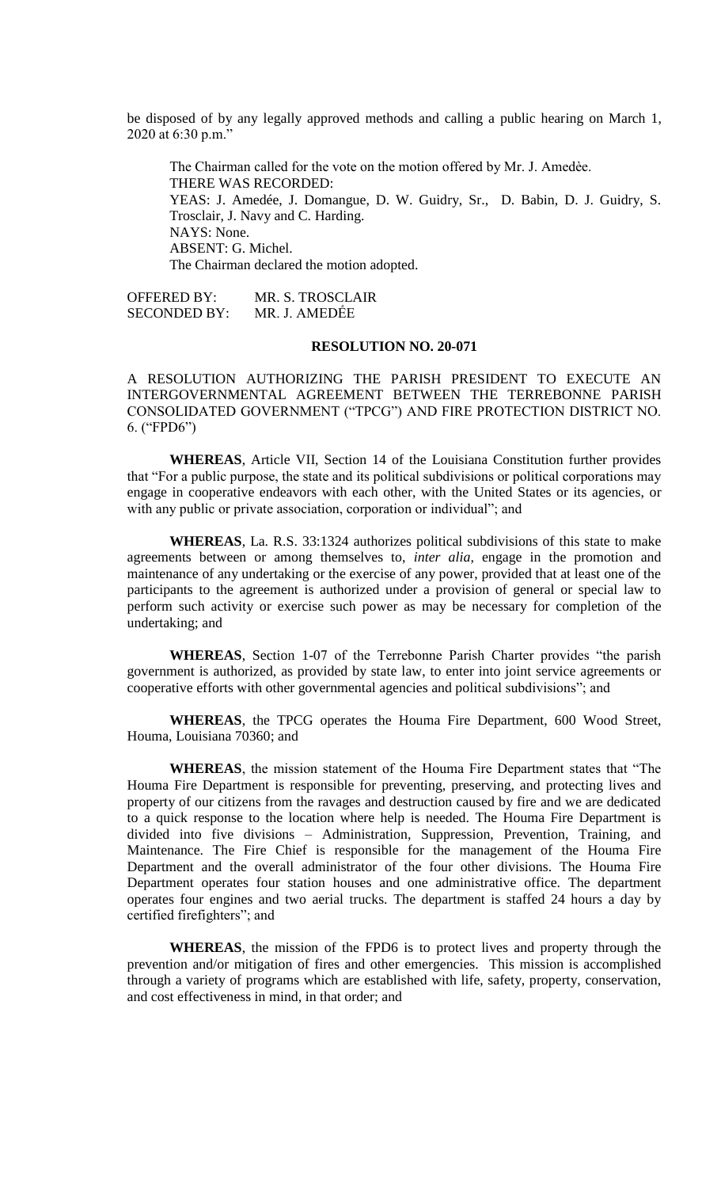be disposed of by any legally approved methods and calling a public hearing on March 1, 2020 at 6:30 p.m."

The Chairman called for the vote on the motion offered by Mr. J. Amedèe.
THERE WAS RECORDED:
YEAS: J. Amedée, J. Domangue, D. W. Guidry, Sr., D. Babin, D. J. Guidry, S. Trosclair, J. Navy and C. Harding.
NAYS: None.
ABSENT: G. Michel.
The Chairman declared the motion adopted.

OFFERED BY: MR. S. TROSCLAIR
SECONDED BY: MR. J. AMEDÉE

**RESOLUTION NO. 20-071**

A RESOLUTION AUTHORIZING THE PARISH PRESIDENT TO EXECUTE AN INTERGOVERNMENTAL AGREEMENT BETWEEN THE TERREBONNE PARISH CONSOLIDATED GOVERNMENT ("TPCG") AND FIRE PROTECTION DISTRICT NO. 6. ("FPD6")

**WHEREAS**, Article VII, Section 14 of the Louisiana Constitution further provides that "For a public purpose, the state and its political subdivisions or political corporations may engage in cooperative endeavors with each other, with the United States or its agencies, or with any public or private association, corporation or individual"; and

**WHEREAS**, La. R.S. 33:1324 authorizes political subdivisions of this state to make agreements between or among themselves to, *inter alia,* engage in the promotion and maintenance of any undertaking or the exercise of any power, provided that at least one of the participants to the agreement is authorized under a provision of general or special law to perform such activity or exercise such power as may be necessary for completion of the undertaking; and

**WHEREAS**, Section 1-07 of the Terrebonne Parish Charter provides "the parish government is authorized, as provided by state law, to enter into joint service agreements or cooperative efforts with other governmental agencies and political subdivisions"; and

**WHEREAS**, the TPCG operates the Houma Fire Department, 600 Wood Street, Houma, Louisiana 70360; and

**WHEREAS**, the mission statement of the Houma Fire Department states that "The Houma Fire Department is responsible for preventing, preserving, and protecting lives and property of our citizens from the ravages and destruction caused by fire and we are dedicated to a quick response to the location where help is needed. The Houma Fire Department is divided into five divisions – Administration, Suppression, Prevention, Training, and Maintenance. The Fire Chief is responsible for the management of the Houma Fire Department and the overall administrator of the four other divisions. The Houma Fire Department operates four station houses and one administrative office. The department operates four engines and two aerial trucks. The department is staffed 24 hours a day by certified firefighters"; and

**WHEREAS**, the mission of the FPD6 is to protect lives and property through the prevention and/or mitigation of fires and other emergencies. This mission is accomplished through a variety of programs which are established with life, safety, property, conservation, and cost effectiveness in mind, in that order; and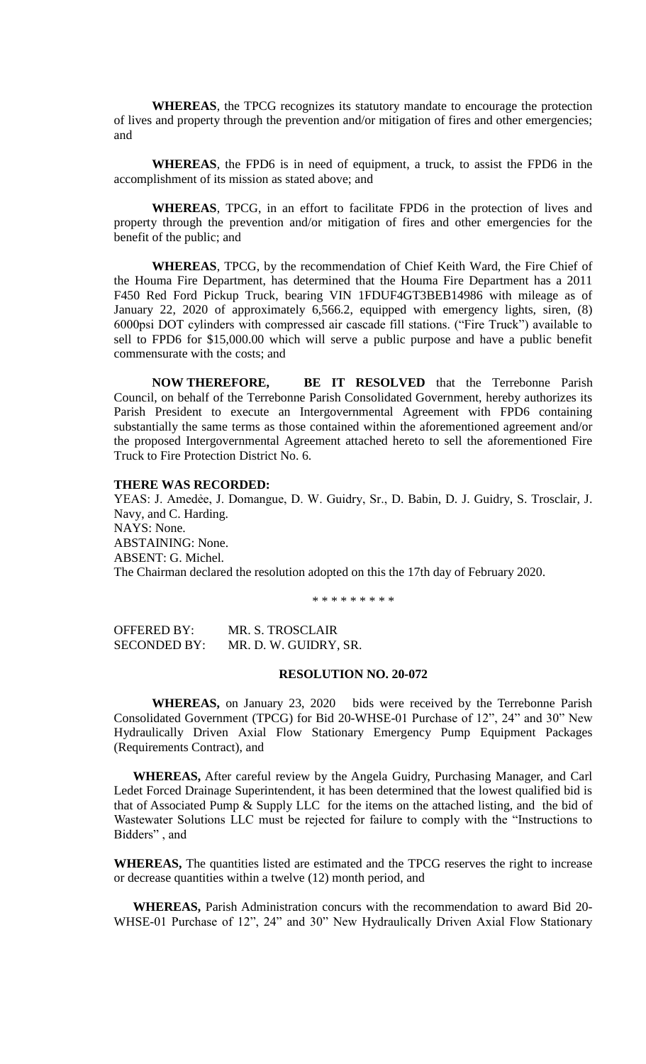**WHEREAS**, the TPCG recognizes its statutory mandate to encourage the protection of lives and property through the prevention and/or mitigation of fires and other emergencies; and

**WHEREAS**, the FPD6 is in need of equipment, a truck, to assist the FPD6 in the accomplishment of its mission as stated above; and

**WHEREAS**, TPCG, in an effort to facilitate FPD6 in the protection of lives and property through the prevention and/or mitigation of fires and other emergencies for the benefit of the public; and

**WHEREAS**, TPCG, by the recommendation of Chief Keith Ward, the Fire Chief of the Houma Fire Department, has determined that the Houma Fire Department has a 2011 F450 Red Ford Pickup Truck, bearing VIN 1FDUF4GT3BEB14986 with mileage as of January 22, 2020 of approximately 6,566.2, equipped with emergency lights, siren, (8) 6000psi DOT cylinders with compressed air cascade fill stations. ("Fire Truck") available to sell to FPD6 for $15,000.00 which will serve a public purpose and have a public benefit commensurate with the costs; and

**NOW THEREFORE, BE IT RESOLVED** that the Terrebonne Parish Council, on behalf of the Terrebonne Parish Consolidated Government, hereby authorizes its Parish President to execute an Intergovernmental Agreement with FPD6 containing substantially the same terms as those contained within the aforementioned agreement and/or the proposed Intergovernmental Agreement attached hereto to sell the aforementioned Fire Truck to Fire Protection District No. 6.

**THERE WAS RECORDED:**

YEAS: J. Amedée, J. Domangue, D. W. Guidry, Sr., D. Babin, D. J. Guidry, S. Trosclair, J. Navy, and C. Harding.
NAYS: None.
ABSTAINING: None.
ABSENT: G. Michel.
The Chairman declared the resolution adopted on this the 17th day of February 2020.

\* \* \* \* \* \* \* \* \*

OFFERED BY: MR. S. TROSCLAIR
SECONDED BY: MR. D. W. GUIDRY, SR.

**RESOLUTION NO. 20-072**

**WHEREAS,** on January 23, 2020 bids were received by the Terrebonne Parish Consolidated Government (TPCG) for Bid 20-WHSE-01 Purchase of 12", 24" and 30" New Hydraulically Driven Axial Flow Stationary Emergency Pump Equipment Packages (Requirements Contract), and

**WHEREAS,** After careful review by the Angela Guidry, Purchasing Manager, and Carl Ledet Forced Drainage Superintendent, it has been determined that the lowest qualified bid is that of Associated Pump & Supply LLC for the items on the attached listing, and the bid of Wastewater Solutions LLC must be rejected for failure to comply with the "Instructions to Bidders" , and

**WHEREAS,** The quantities listed are estimated and the TPCG reserves the right to increase or decrease quantities within a twelve (12) month period, and

**WHEREAS,** Parish Administration concurs with the recommendation to award Bid 20-WHSE-01 Purchase of 12", 24" and 30" New Hydraulically Driven Axial Flow Stationary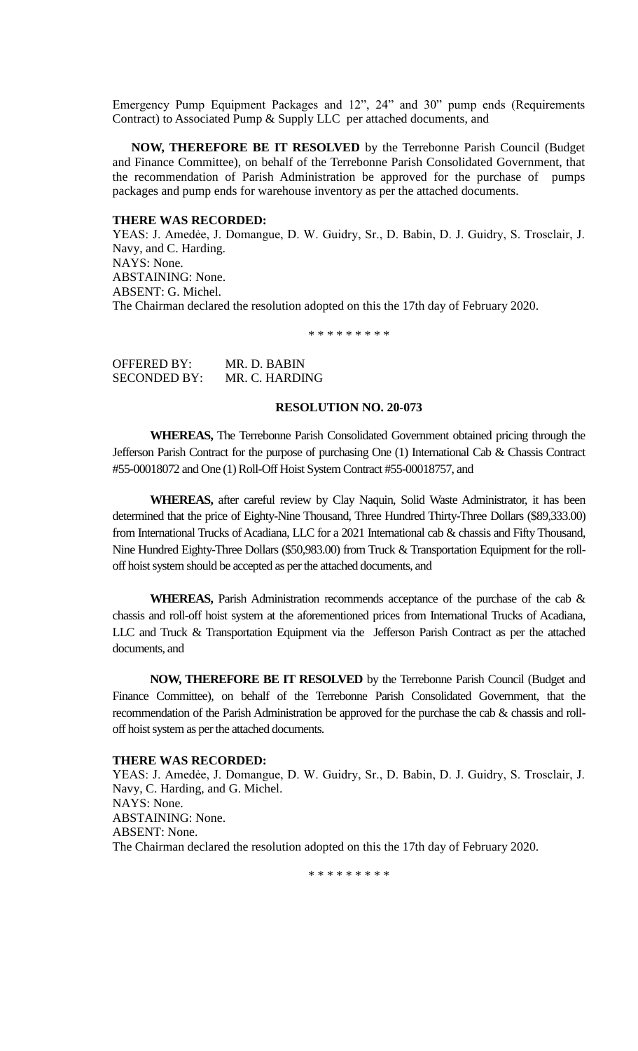Emergency Pump Equipment Packages and 12", 24" and 30" pump ends (Requirements Contract) to Associated Pump & Supply LLC per attached documents, and

**NOW, THEREFORE BE IT RESOLVED** by the Terrebonne Parish Council (Budget and Finance Committee), on behalf of the Terrebonne Parish Consolidated Government, that the recommendation of Parish Administration be approved for the purchase of pumps packages and pump ends for warehouse inventory as per the attached documents.

**THERE WAS RECORDED:**

YEAS: J. Amedẻe, J. Domangue, D. W. Guidry, Sr., D. Babin, D. J. Guidry, S. Trosclair, J. Navy, and C. Harding.
NAYS: None.
ABSTAINING: None.
ABSENT: G. Michel.
The Chairman declared the resolution adopted on this the 17th day of February 2020.

\* \* \* \* \* \* \* \* \*

OFFERED BY: MR. D. BABIN
SECONDED BY: MR. C. HARDING

**RESOLUTION NO. 20-073**

**WHEREAS,** The Terrebonne Parish Consolidated Government obtained pricing through the Jefferson Parish Contract for the purpose of purchasing One (1) International Cab & Chassis Contract #55-00018072 and One (1) Roll-Off Hoist System Contract #55-00018757, and

**WHEREAS,** after careful review by Clay Naquin, Solid Waste Administrator, it has been determined that the price of Eighty-Nine Thousand, Three Hundred Thirty-Three Dollars ($89,333.00) from International Trucks of Acadiana, LLC for a 2021 International cab & chassis and Fifty Thousand, Nine Hundred Eighty-Three Dollars ($50,983.00) from Truck & Transportation Equipment for the roll-off hoist system should be accepted as per the attached documents, and

**WHEREAS,** Parish Administration recommends acceptance of the purchase of the cab & chassis and roll-off hoist system at the aforementioned prices from International Trucks of Acadiana, LLC and Truck & Transportation Equipment via the Jefferson Parish Contract as per the attached documents, and

**NOW, THEREFORE BE IT RESOLVED** by the Terrebonne Parish Council (Budget and Finance Committee), on behalf of the Terrebonne Parish Consolidated Government, that the recommendation of the Parish Administration be approved for the purchase the cab & chassis and roll-off hoist system as per the attached documents.

**THERE WAS RECORDED:**

YEAS: J. Amedẻe, J. Domangue, D. W. Guidry, Sr., D. Babin, D. J. Guidry, S. Trosclair, J. Navy, C. Harding, and G. Michel.
NAYS: None.
ABSTAINING: None.
ABSENT: None.
The Chairman declared the resolution adopted on this the 17th day of February 2020.

\* \* \* \* \* \* \* \* \*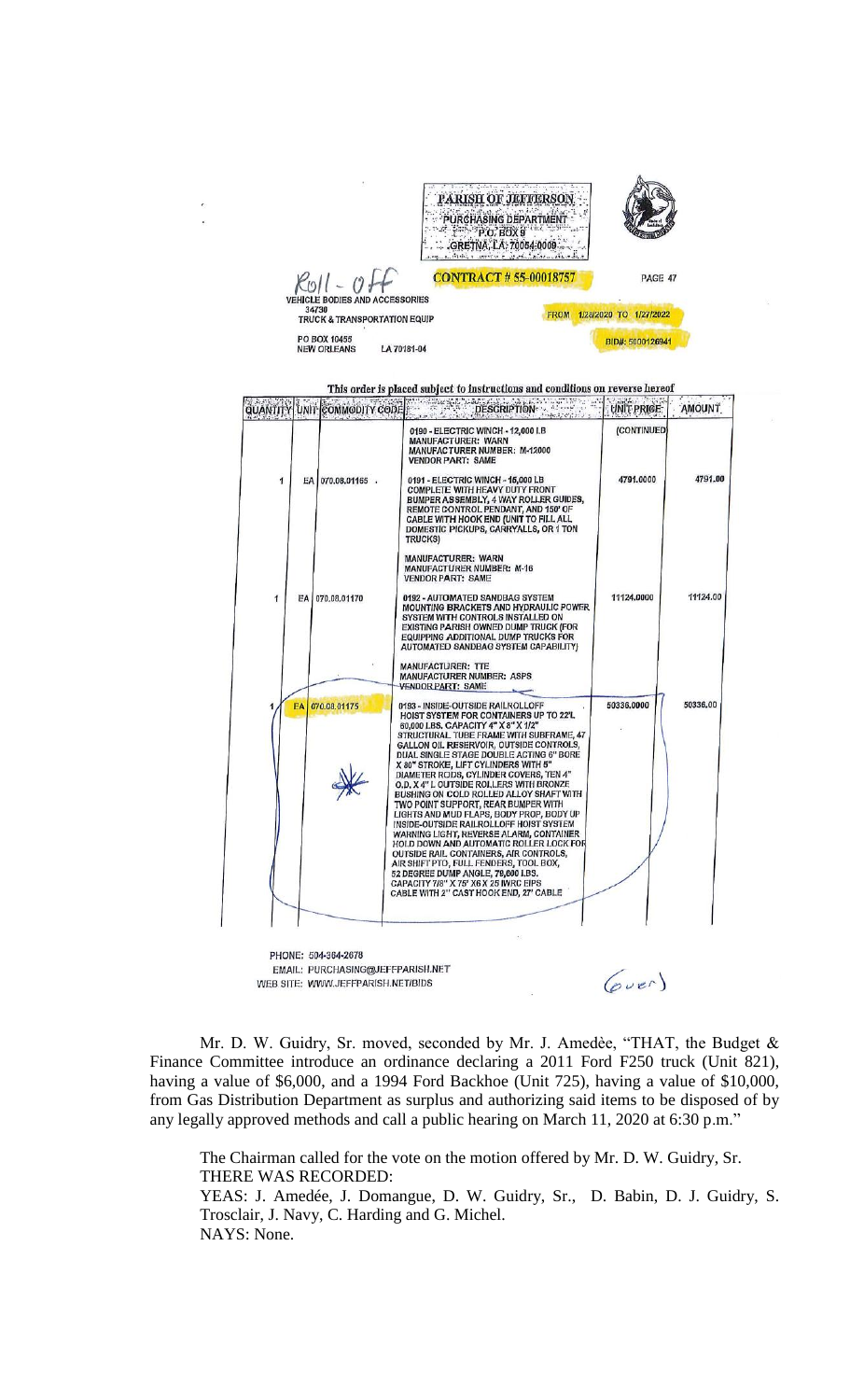PARISH OF JEFFERSON
PURCHASING DEPARTMENT
P.O. BOX 9
GRETNA, LA 70054-0009

Roll - Off

CONTRACT # 55-00018757

PAGE 47

VEHICLE BODIES AND ACCESSORIES
34730
TRUCK & TRANSPORTATION EQUIP

PO BOX 10456
NEW ORLEANS LA 70181-04

FROM 1/28/2020 TO 1/27/2022

BID#: 50001126941

This order is placed subject to instructions and conditions on reverse hereof

| QUANTITY | UNIT | COMMODITY CODE | DESCRIPTION | UNIT PRICE | AMOUNT |
|---|---|---|---|---|---|
| | | | 0190 - ELECTRIC WINCH - 12,000 LB<br>MANUFACTURER: WARN<br>MANUFACTURER NUMBER: M-12000<br>VENDOR PART: SAME | (CONTINUED) | |
| 1 | EA | 070.08.01165 | 0191 - ELECTRIC WINCH - 16,000 LB COMPLETE WITH HEAVY DUTY FRONT BUMPER ASSEMBLY, 4 WAY ROLLER GUIDES, REMOTE CONTROL PENDANT, AND 150' OF CABLE WITH HOOK END (UNIT TO FILL ALL DOMESTIC PICKUPS, CARRYALLS, OR 1 TON TRUCKS)<br>MANUFACTURER: WARN<br>MANUFACTURER NUMBER: M-16<br>VENDOR PART: SAME | 4791.0000 | 4791.00 |
| 1 | EA | 070.08.01170 | 0192 - AUTOMATED SANDBAG SYSTEM MOUNTING BRACKETS AND HYDRAULIC POWER SYSTEM WITH CONTROLS INSTALLED ON EXISTING PARISH OWNED DUMP TRUCK (FOR EQUIPPING ADDITIONAL DUMP TRUCKS FOR AUTOMATED SANDBAG SYSTEM CAPABILITY)<br>MANUFACTURER: TTE<br>MANUFACTURER NUMBER: ASPS<br>VENDOR PART: SAME | 11124.0000 | 11124.00 |
| 1 | EA | 070.08.01175 | 0193 - INSIDE-OUTSIDE RAILROLLOFF HOIST SYSTEM FOR CONTAINERS UP TO 22'L 60,000 LBS. CAPACITY 4" X 8" X 1/2" STRUCTURAL TUBE FRAME WITH SUBFRAME, 47 GALLON OIL RESERVOIR, OUTSIDE CONTROLS, DUAL SINGLE STAGE DOUBLE ACTING 6" BORE X 80" STROKE, LIFT CYLINDERS WITH 5" DIAMETER RODS, CYLINDER COVERS, TEN 4" O.D. X 4" L OUTSIDE ROLLERS WITH BRONZE BUSHING ON COLD ROLLED ALLOY SHAFT WITH TWO POINT SUPPORT, REAR BUMPER WITH LIGHTS AND MUD FLAPS, BODY PROP, BODY UP INSIDE-OUTSIDE RAILROLLOFF HOIST SYSTEM WARNING LIGHT, REVERSE ALARM, CONTAINER HOLD DOWN AND AUTOMATIC ROLLER LOCK FOR OUTSIDE RAIL CONTAINERS, AIR CONTROLS, AIR SHIFT PTO, FULL FENDERS, TOOL BOX, 52 DEGREE DUMP ANGLE, 70,000 LBS. CAPACITY 7/8" X 75' X6 X 25 IWRC EIPS CABLE WITH 2" CAST HOOK END, 27' CABLE | 50336.0000 | 50336.00 |

PHONE: 504-364-2678
EMAIL: PURCHASING@JEFFPARISH.NET
WEB SITE: WWW.JEFFPARISH.NET/BIDS

(over)

Mr. D. W. Guidry, Sr. moved, seconded by Mr. J. Amedèe, "THAT, the Budget & Finance Committee introduce an ordinance declaring a 2011 Ford F250 truck (Unit 821), having a value of $6,000, and a 1994 Ford Backhoe (Unit 725), having a value of $10,000, from Gas Distribution Department as surplus and authorizing said items to be disposed of by any legally approved methods and call a public hearing on March 11, 2020 at 6:30 p.m."

The Chairman called for the vote on the motion offered by Mr. D. W. Guidry, Sr.
THERE WAS RECORDED:
YEAS: J. Amedée, J. Domangue, D. W. Guidry, Sr., D. Babin, D. J. Guidry, S. Trosclair, J. Navy, C. Harding and G. Michel.
NAYS: None.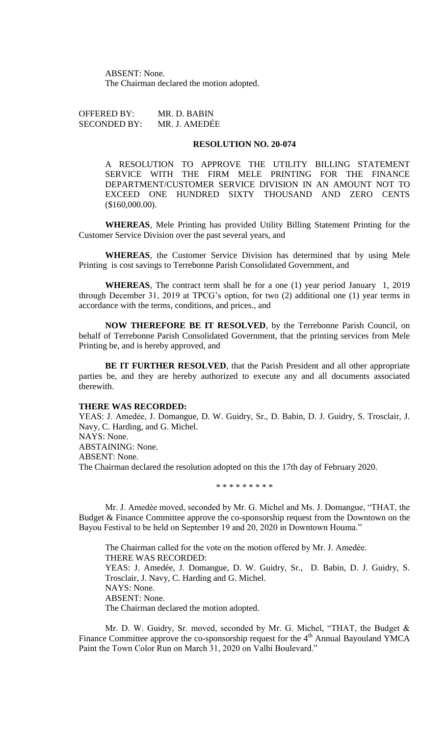ABSENT: None.
The Chairman declared the motion adopted.

OFFERED BY: MR. D. BABIN
SECONDED BY: MR. J. AMEDÉE

**RESOLUTION NO. 20-074**

A RESOLUTION TO APPROVE THE UTILITY BILLING STATEMENT SERVICE WITH THE FIRM MELE PRINTING FOR THE FINANCE DEPARTMENT/CUSTOMER SERVICE DIVISION IN AN AMOUNT NOT TO EXCEED ONE HUNDRED SIXTY THOUSAND AND ZERO CENTS ($160,000.00).

**WHEREAS**, Mele Printing has provided Utility Billing Statement Printing for the Customer Service Division over the past several years, and

**WHEREAS**, the Customer Service Division has determined that by using Mele Printing is cost savings to Terrebonne Parish Consolidated Government, and

**WHEREAS**, The contract term shall be for a one (1) year period January 1, 2019 through December 31, 2019 at TPCG's option, for two (2) additional one (1) year terms in accordance with the terms, conditions, and prices., and

**NOW THEREFORE BE IT RESOLVED**, by the Terrebonne Parish Council, on behalf of Terrebonne Parish Consolidated Government, that the printing services from Mele Printing be, and is hereby approved, and

**BE IT FURTHER RESOLVED**, that the Parish President and all other appropriate parties be, and they are hereby authorized to execute any and all documents associated therewith.

**THERE WAS RECORDED:**
YEAS: J. Amedèe, J. Domangue, D. W. Guidry, Sr., D. Babin, D. J. Guidry, S. Trosclair, J. Navy, C. Harding, and G. Michel.
NAYS: None.
ABSTAINING: None.
ABSENT: None.
The Chairman declared the resolution adopted on this the 17th day of February 2020.

\* \* \* \* \* \* \* \* \*

Mr. J. Amedèe moved, seconded by Mr. G. Michel and Ms. J. Domangue, "THAT, the Budget & Finance Committee approve the co-sponsorship request from the Downtown on the Bayou Festival to be held on September 19 and 20, 2020 in Downtown Houma."

The Chairman called for the vote on the motion offered by Mr. J. Amedèe.
THERE WAS RECORDED:
YEAS: J. Amedée, J. Domangue, D. W. Guidry, Sr., D. Babin, D. J. Guidry, S. Trosclair, J. Navy, C. Harding and G. Michel.
NAYS: None.
ABSENT: None.
The Chairman declared the motion adopted.

Mr. D. W. Guidry, Sr. moved, seconded by Mr. G. Michel, "THAT, the Budget & Finance Committee approve the co-sponsorship request for the 4th Annual Bayouland YMCA Paint the Town Color Run on March 31, 2020 on Valhi Boulevard."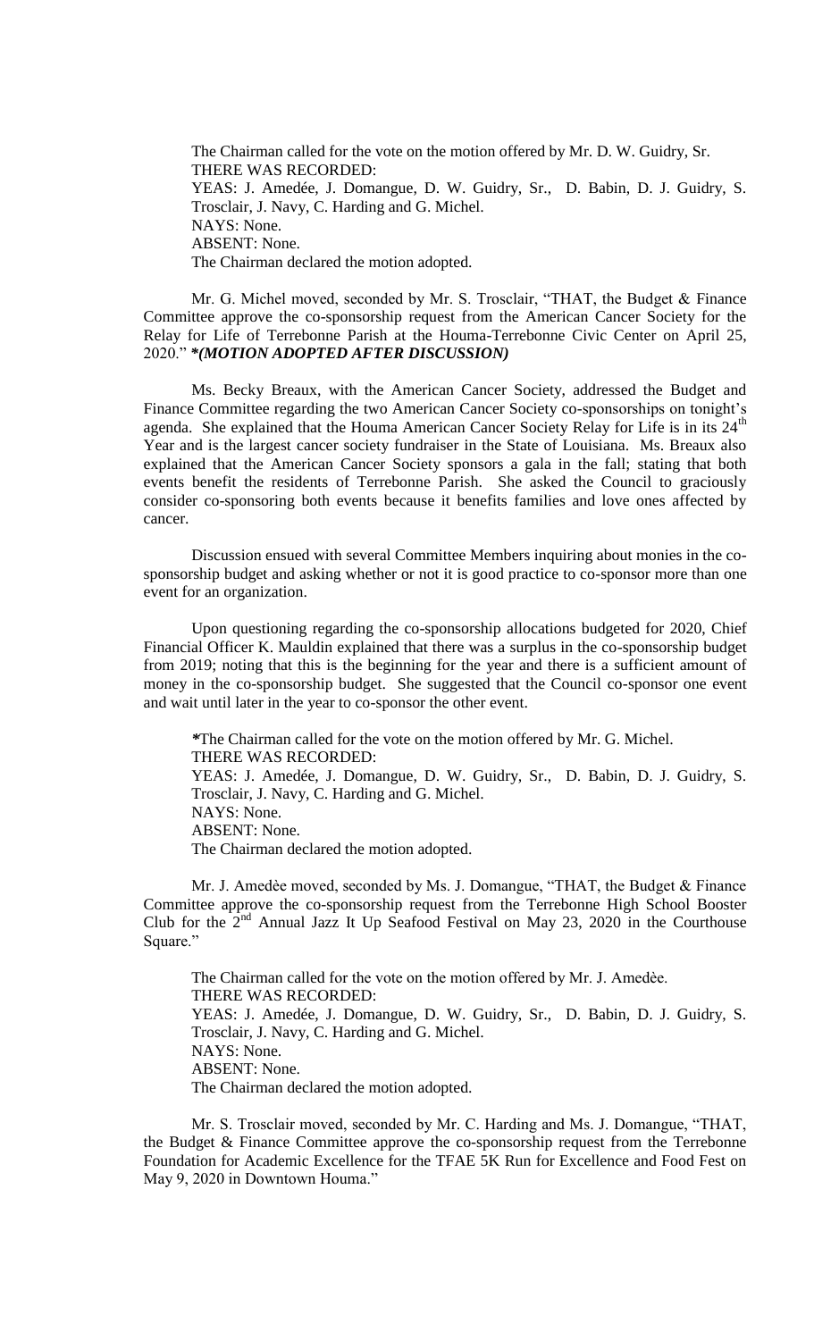The Chairman called for the vote on the motion offered by Mr. D. W. Guidry, Sr.
THERE WAS RECORDED:
YEAS: J. Amedée, J. Domangue, D. W. Guidry, Sr., D. Babin, D. J. Guidry, S. Trosclair, J. Navy, C. Harding and G. Michel.
NAYS: None.
ABSENT: None.
The Chairman declared the motion adopted.

Mr. G. Michel moved, seconded by Mr. S. Trosclair, "THAT, the Budget & Finance Committee approve the co-sponsorship request from the American Cancer Society for the Relay for Life of Terrebonne Parish at the Houma-Terrebonne Civic Center on April 25, 2020." ***(MOTION ADOPTED AFTER DISCUSSION)***

Ms. Becky Breaux, with the American Cancer Society, addressed the Budget and Finance Committee regarding the two American Cancer Society co-sponsorships on tonight's agenda. She explained that the Houma American Cancer Society Relay for Life is in its 24th Year and is the largest cancer society fundraiser in the State of Louisiana. Ms. Breaux also explained that the American Cancer Society sponsors a gala in the fall; stating that both events benefit the residents of Terrebonne Parish. She asked the Council to graciously consider co-sponsoring both events because it benefits families and love ones affected by cancer.

Discussion ensued with several Committee Members inquiring about monies in the co-sponsorship budget and asking whether or not it is good practice to co-sponsor more than one event for an organization.

Upon questioning regarding the co-sponsorship allocations budgeted for 2020, Chief Financial Officer K. Mauldin explained that there was a surplus in the co-sponsorship budget from 2019; noting that this is the beginning for the year and there is a sufficient amount of money in the co-sponsorship budget. She suggested that the Council co-sponsor one event and wait until later in the year to co-sponsor the other event.

*The Chairman called for the vote on the motion offered by Mr. G. Michel.
THERE WAS RECORDED:
YEAS: J. Amedée, J. Domangue, D. W. Guidry, Sr., D. Babin, D. J. Guidry, S. Trosclair, J. Navy, C. Harding and G. Michel.
NAYS: None.
ABSENT: None.
The Chairman declared the motion adopted.

Mr. J. Amedèe moved, seconded by Ms. J. Domangue, "THAT, the Budget & Finance Committee approve the co-sponsorship request from the Terrebonne High School Booster Club for the 2nd Annual Jazz It Up Seafood Festival on May 23, 2020 in the Courthouse Square."

The Chairman called for the vote on the motion offered by Mr. J. Amedèe.
THERE WAS RECORDED:
YEAS: J. Amedée, J. Domangue, D. W. Guidry, Sr., D. Babin, D. J. Guidry, S. Trosclair, J. Navy, C. Harding and G. Michel.
NAYS: None.
ABSENT: None.
The Chairman declared the motion adopted.

Mr. S. Trosclair moved, seconded by Mr. C. Harding and Ms. J. Domangue, "THAT, the Budget & Finance Committee approve the co-sponsorship request from the Terrebonne Foundation for Academic Excellence for the TFAE 5K Run for Excellence and Food Fest on May 9, 2020 in Downtown Houma."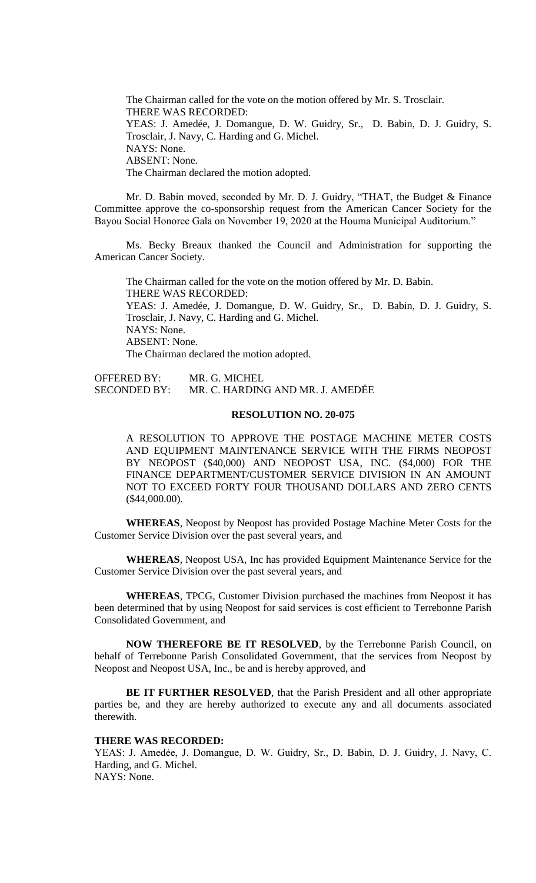The Chairman called for the vote on the motion offered by Mr. S. Trosclair.
THERE WAS RECORDED:
YEAS: J. Amedée, J. Domangue, D. W. Guidry, Sr., D. Babin, D. J. Guidry, S. Trosclair, J. Navy, C. Harding and G. Michel.
NAYS: None.
ABSENT: None.
The Chairman declared the motion adopted.

Mr. D. Babin moved, seconded by Mr. D. J. Guidry, "THAT, the Budget & Finance Committee approve the co-sponsorship request from the American Cancer Society for the Bayou Social Honoree Gala on November 19, 2020 at the Houma Municipal Auditorium."

Ms. Becky Breaux thanked the Council and Administration for supporting the American Cancer Society.

The Chairman called for the vote on the motion offered by Mr. D. Babin.
THERE WAS RECORDED:
YEAS: J. Amedée, J. Domangue, D. W. Guidry, Sr., D. Babin, D. J. Guidry, S. Trosclair, J. Navy, C. Harding and G. Michel.
NAYS: None.
ABSENT: None.
The Chairman declared the motion adopted.

OFFERED BY: MR. G. MICHEL
SECONDED BY: MR. C. HARDING AND MR. J. AMEDĖE

**RESOLUTION NO. 20-075**

A RESOLUTION TO APPROVE THE POSTAGE MACHINE METER COSTS AND EQUIPMENT MAINTENANCE SERVICE WITH THE FIRMS NEOPOST BY NEOPOST ($40,000) AND NEOPOST USA, INC. ($4,000) FOR THE FINANCE DEPARTMENT/CUSTOMER SERVICE DIVISION IN AN AMOUNT NOT TO EXCEED FORTY FOUR THOUSAND DOLLARS AND ZERO CENTS ($44,000.00).

**WHEREAS**, Neopost by Neopost has provided Postage Machine Meter Costs for the Customer Service Division over the past several years, and

**WHEREAS**, Neopost USA, Inc has provided Equipment Maintenance Service for the Customer Service Division over the past several years, and

**WHEREAS**, TPCG, Customer Division purchased the machines from Neopost it has been determined that by using Neopost for said services is cost efficient to Terrebonne Parish Consolidated Government, and

**NOW THEREFORE BE IT RESOLVED**, by the Terrebonne Parish Council, on behalf of Terrebonne Parish Consolidated Government, that the services from Neopost by Neopost and Neopost USA, Inc., be and is hereby approved, and

**BE IT FURTHER RESOLVED**, that the Parish President and all other appropriate parties be, and they are hereby authorized to execute any and all documents associated therewith.

**THERE WAS RECORDED:**
YEAS: J. Amedėe, J. Domangue, D. W. Guidry, Sr., D. Babin, D. J. Guidry, J. Navy, C. Harding, and G. Michel.
NAYS: None.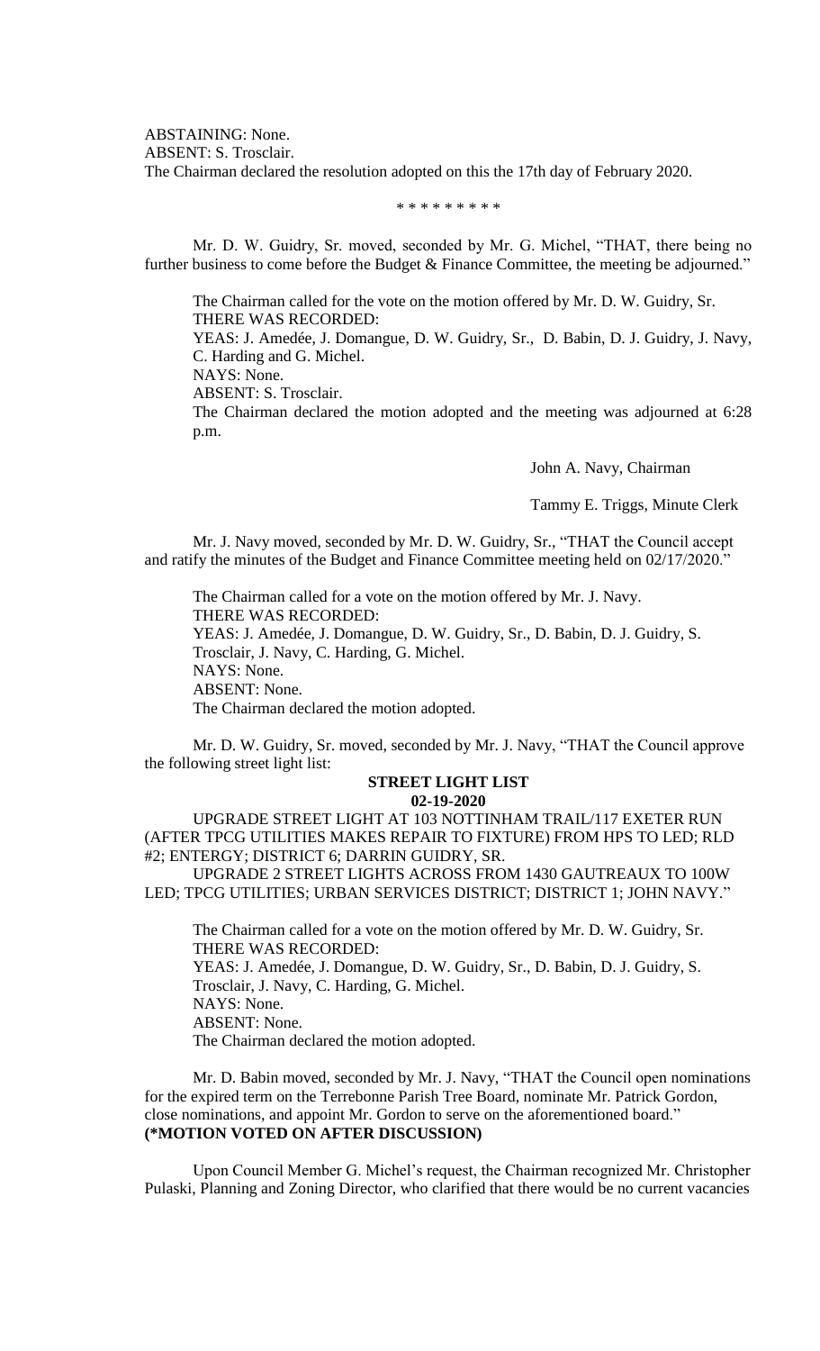ABSTAINING: None.
ABSENT: S. Trosclair.
The Chairman declared the resolution adopted on this the 17th day of February 2020.

\* \* \* \* \* \* \* \* \*

Mr. D. W. Guidry, Sr. moved, seconded by Mr. G. Michel, "THAT, there being no further business to come before the Budget & Finance Committee, the meeting be adjourned."

The Chairman called for the vote on the motion offered by Mr. D. W. Guidry, Sr.
THERE WAS RECORDED:
YEAS: J. Amedée, J. Domangue, D. W. Guidry, Sr., D. Babin, D. J. Guidry, J. Navy, C. Harding and G. Michel.
NAYS: None.
ABSENT: S. Trosclair.
The Chairman declared the motion adopted and the meeting was adjourned at 6:28 p.m.

John A. Navy, Chairman

Tammy E. Triggs, Minute Clerk

Mr. J. Navy moved, seconded by Mr. D. W. Guidry, Sr., "THAT the Council accept and ratify the minutes of the Budget and Finance Committee meeting held on 02/17/2020."

The Chairman called for a vote on the motion offered by Mr. J. Navy.
THERE WAS RECORDED:
YEAS: J. Amedée, J. Domangue, D. W. Guidry, Sr., D. Babin, D. J. Guidry, S. Trosclair, J. Navy, C. Harding, G. Michel.
NAYS: None.
ABSENT: None.
The Chairman declared the motion adopted.

Mr. D. W. Guidry, Sr. moved, seconded by Mr. J. Navy, "THAT the Council approve the following street light list:

**STREET LIGHT LIST**
**02-19-2020**

UPGRADE STREET LIGHT AT 103 NOTTINHAM TRAIL/117 EXETER RUN (AFTER TPCG UTILITIES MAKES REPAIR TO FIXTURE) FROM HPS TO LED; RLD #2; ENTERGY; DISTRICT 6; DARRIN GUIDRY, SR.

UPGRADE 2 STREET LIGHTS ACROSS FROM 1430 GAUTREAUX TO 100W LED; TPCG UTILITIES; URBAN SERVICES DISTRICT; DISTRICT 1; JOHN NAVY."

The Chairman called for a vote on the motion offered by Mr. D. W. Guidry, Sr.
THERE WAS RECORDED:
YEAS: J. Amedée, J. Domangue, D. W. Guidry, Sr., D. Babin, D. J. Guidry, S. Trosclair, J. Navy, C. Harding, G. Michel.
NAYS: None.
ABSENT: None.
The Chairman declared the motion adopted.

Mr. D. Babin moved, seconded by Mr. J. Navy, "THAT the Council open nominations for the expired term on the Terrebonne Parish Tree Board, nominate Mr. Patrick Gordon, close nominations, and appoint Mr. Gordon to serve on the aforementioned board."
**(\*MOTION VOTED ON AFTER DISCUSSION)**

Upon Council Member G. Michel's request, the Chairman recognized Mr. Christopher Pulaski, Planning and Zoning Director, who clarified that there would be no current vacancies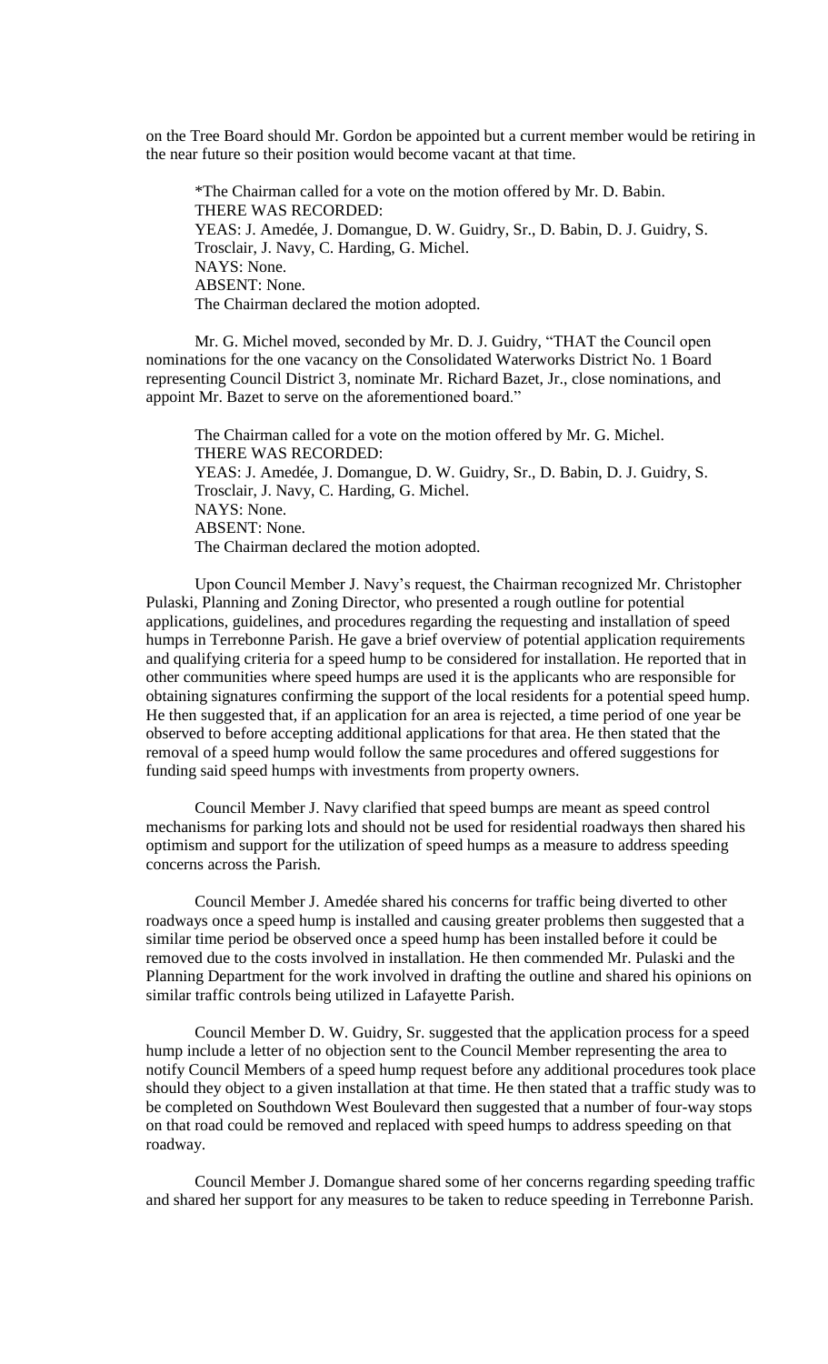on the Tree Board should Mr. Gordon be appointed but a current member would be retiring in the near future so their position would become vacant at that time.

*The Chairman called for a vote on the motion offered by Mr. D. Babin.
THERE WAS RECORDED:
YEAS: J. Amedée, J. Domangue, D. W. Guidry, Sr., D. Babin, D. J. Guidry, S. Trosclair, J. Navy, C. Harding, G. Michel.
NAYS: None.
ABSENT: None.
The Chairman declared the motion adopted.

Mr. G. Michel moved, seconded by Mr. D. J. Guidry, "THAT the Council open nominations for the one vacancy on the Consolidated Waterworks District No. 1 Board representing Council District 3, nominate Mr. Richard Bazet, Jr., close nominations, and appoint Mr. Bazet to serve on the aforementioned board."

The Chairman called for a vote on the motion offered by Mr. G. Michel.
THERE WAS RECORDED:
YEAS: J. Amedée, J. Domangue, D. W. Guidry, Sr., D. Babin, D. J. Guidry, S. Trosclair, J. Navy, C. Harding, G. Michel.
NAYS: None.
ABSENT: None.
The Chairman declared the motion adopted.

Upon Council Member J. Navy's request, the Chairman recognized Mr. Christopher Pulaski, Planning and Zoning Director, who presented a rough outline for potential applications, guidelines, and procedures regarding the requesting and installation of speed humps in Terrebonne Parish. He gave a brief overview of potential application requirements and qualifying criteria for a speed hump to be considered for installation. He reported that in other communities where speed humps are used it is the applicants who are responsible for obtaining signatures confirming the support of the local residents for a potential speed hump. He then suggested that, if an application for an area is rejected, a time period of one year be observed to before accepting additional applications for that area. He then stated that the removal of a speed hump would follow the same procedures and offered suggestions for funding said speed humps with investments from property owners.

Council Member J. Navy clarified that speed bumps are meant as speed control mechanisms for parking lots and should not be used for residential roadways then shared his optimism and support for the utilization of speed humps as a measure to address speeding concerns across the Parish.

Council Member J. Amedée shared his concerns for traffic being diverted to other roadways once a speed hump is installed and causing greater problems then suggested that a similar time period be observed once a speed hump has been installed before it could be removed due to the costs involved in installation. He then commended Mr. Pulaski and the Planning Department for the work involved in drafting the outline and shared his opinions on similar traffic controls being utilized in Lafayette Parish.

Council Member D. W. Guidry, Sr. suggested that the application process for a speed hump include a letter of no objection sent to the Council Member representing the area to notify Council Members of a speed hump request before any additional procedures took place should they object to a given installation at that time. He then stated that a traffic study was to be completed on Southdown West Boulevard then suggested that a number of four-way stops on that road could be removed and replaced with speed humps to address speeding on that roadway.

Council Member J. Domangue shared some of her concerns regarding speeding traffic and shared her support for any measures to be taken to reduce speeding in Terrebonne Parish.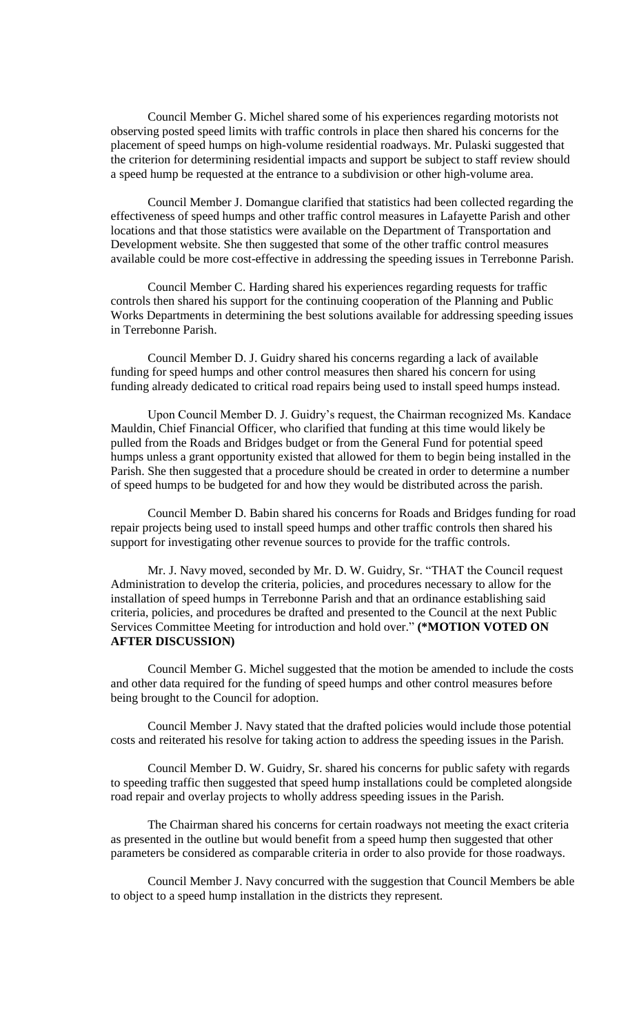Council Member G. Michel shared some of his experiences regarding motorists not observing posted speed limits with traffic controls in place then shared his concerns for the placement of speed humps on high-volume residential roadways. Mr. Pulaski suggested that the criterion for determining residential impacts and support be subject to staff review should a speed hump be requested at the entrance to a subdivision or other high-volume area.

Council Member J. Domangue clarified that statistics had been collected regarding the effectiveness of speed humps and other traffic control measures in Lafayette Parish and other locations and that those statistics were available on the Department of Transportation and Development website. She then suggested that some of the other traffic control measures available could be more cost-effective in addressing the speeding issues in Terrebonne Parish.

Council Member C. Harding shared his experiences regarding requests for traffic controls then shared his support for the continuing cooperation of the Planning and Public Works Departments in determining the best solutions available for addressing speeding issues in Terrebonne Parish.

Council Member D. J. Guidry shared his concerns regarding a lack of available funding for speed humps and other control measures then shared his concern for using funding already dedicated to critical road repairs being used to install speed humps instead.

Upon Council Member D. J. Guidry's request, the Chairman recognized Ms. Kandace Mauldin, Chief Financial Officer, who clarified that funding at this time would likely be pulled from the Roads and Bridges budget or from the General Fund for potential speed humps unless a grant opportunity existed that allowed for them to begin being installed in the Parish. She then suggested that a procedure should be created in order to determine a number of speed humps to be budgeted for and how they would be distributed across the parish.

Council Member D. Babin shared his concerns for Roads and Bridges funding for road repair projects being used to install speed humps and other traffic controls then shared his support for investigating other revenue sources to provide for the traffic controls.

Mr. J. Navy moved, seconded by Mr. D. W. Guidry, Sr. "THAT the Council request Administration to develop the criteria, policies, and procedures necessary to allow for the installation of speed humps in Terrebonne Parish and that an ordinance establishing said criteria, policies, and procedures be drafted and presented to the Council at the next Public Services Committee Meeting for introduction and hold over." **(*MOTION VOTED ON AFTER DISCUSSION)**

Council Member G. Michel suggested that the motion be amended to include the costs and other data required for the funding of speed humps and other control measures before being brought to the Council for adoption.

Council Member J. Navy stated that the drafted policies would include those potential costs and reiterated his resolve for taking action to address the speeding issues in the Parish.

Council Member D. W. Guidry, Sr. shared his concerns for public safety with regards to speeding traffic then suggested that speed hump installations could be completed alongside road repair and overlay projects to wholly address speeding issues in the Parish.

The Chairman shared his concerns for certain roadways not meeting the exact criteria as presented in the outline but would benefit from a speed hump then suggested that other parameters be considered as comparable criteria in order to also provide for those roadways.

Council Member J. Navy concurred with the suggestion that Council Members be able to object to a speed hump installation in the districts they represent.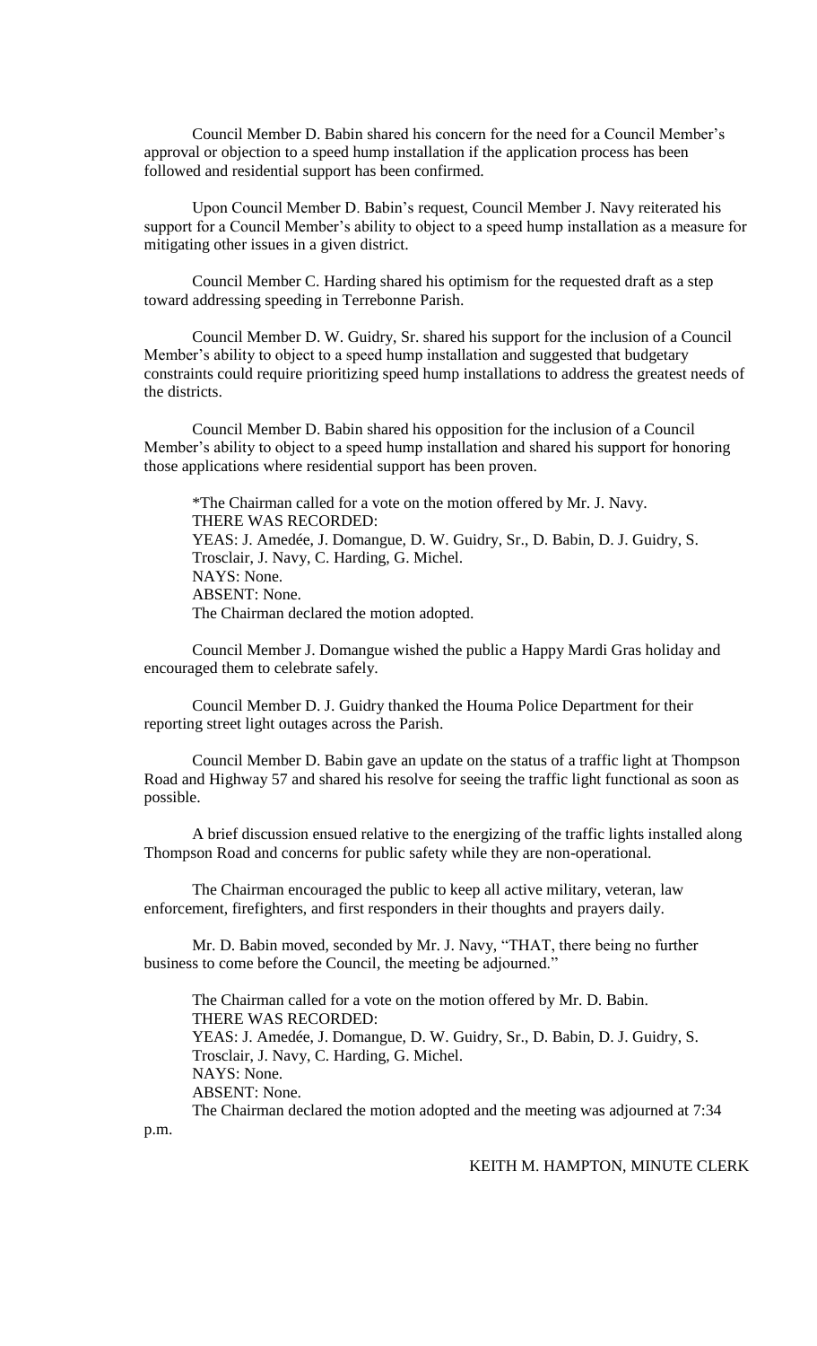Council Member D. Babin shared his concern for the need for a Council Member's approval or objection to a speed hump installation if the application process has been followed and residential support has been confirmed.

Upon Council Member D. Babin's request, Council Member J. Navy reiterated his support for a Council Member's ability to object to a speed hump installation as a measure for mitigating other issues in a given district.

Council Member C. Harding shared his optimism for the requested draft as a step toward addressing speeding in Terrebonne Parish.

Council Member D. W. Guidry, Sr. shared his support for the inclusion of a Council Member's ability to object to a speed hump installation and suggested that budgetary constraints could require prioritizing speed hump installations to address the greatest needs of the districts.

Council Member D. Babin shared his opposition for the inclusion of a Council Member's ability to object to a speed hump installation and shared his support for honoring those applications where residential support has been proven.

*The Chairman called for a vote on the motion offered by Mr. J. Navy.
THERE WAS RECORDED:
YEAS: J. Amedée, J. Domangue, D. W. Guidry, Sr., D. Babin, D. J. Guidry, S. Trosclair, J. Navy, C. Harding, G. Michel.
NAYS: None.
ABSENT: None.
The Chairman declared the motion adopted.

Council Member J. Domangue wished the public a Happy Mardi Gras holiday and encouraged them to celebrate safely.

Council Member D. J. Guidry thanked the Houma Police Department for their reporting street light outages across the Parish.

Council Member D. Babin gave an update on the status of a traffic light at Thompson Road and Highway 57 and shared his resolve for seeing the traffic light functional as soon as possible.

A brief discussion ensued relative to the energizing of the traffic lights installed along Thompson Road and concerns for public safety while they are non-operational.

The Chairman encouraged the public to keep all active military, veteran, law enforcement, firefighters, and first responders in their thoughts and prayers daily.

Mr. D. Babin moved, seconded by Mr. J. Navy, "THAT, there being no further business to come before the Council, the meeting be adjourned."

The Chairman called for a vote on the motion offered by Mr. D. Babin.
THERE WAS RECORDED:
YEAS: J. Amedée, J. Domangue, D. W. Guidry, Sr., D. Babin, D. J. Guidry, S. Trosclair, J. Navy, C. Harding, G. Michel.
NAYS: None.
ABSENT: None.
The Chairman declared the motion adopted and the meeting was adjourned at 7:34 p.m.

KEITH M. HAMPTON, MINUTE CLERK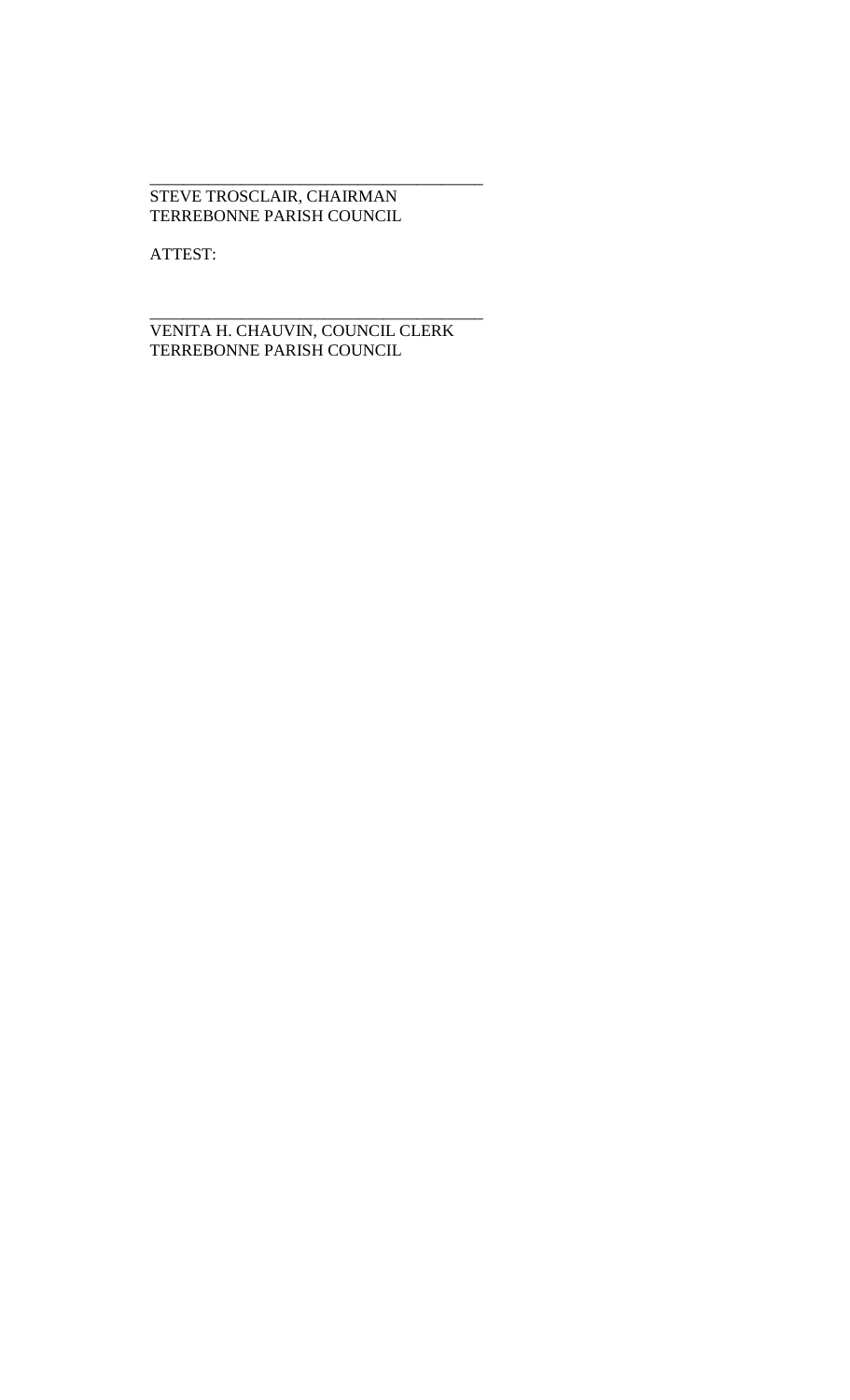\_\_\_\_\_\_\_\_\_\_\_\_\_\_\_\_\_\_\_\_\_\_\_\_\_\_\_\_\_\_\_\_\_\_\_\_\_\_\_\_

STEVE TROSCLAIR, CHAIRMAN
TERREBONNE PARISH COUNCIL

ATTEST:

\_\_\_\_\_\_\_\_\_\_\_\_\_\_\_\_\_\_\_\_\_\_\_\_\_\_\_\_\_\_\_\_\_\_\_\_\_\_\_\_

VENITA H. CHAUVIN, COUNCIL CLERK
TERREBONNE PARISH COUNCIL